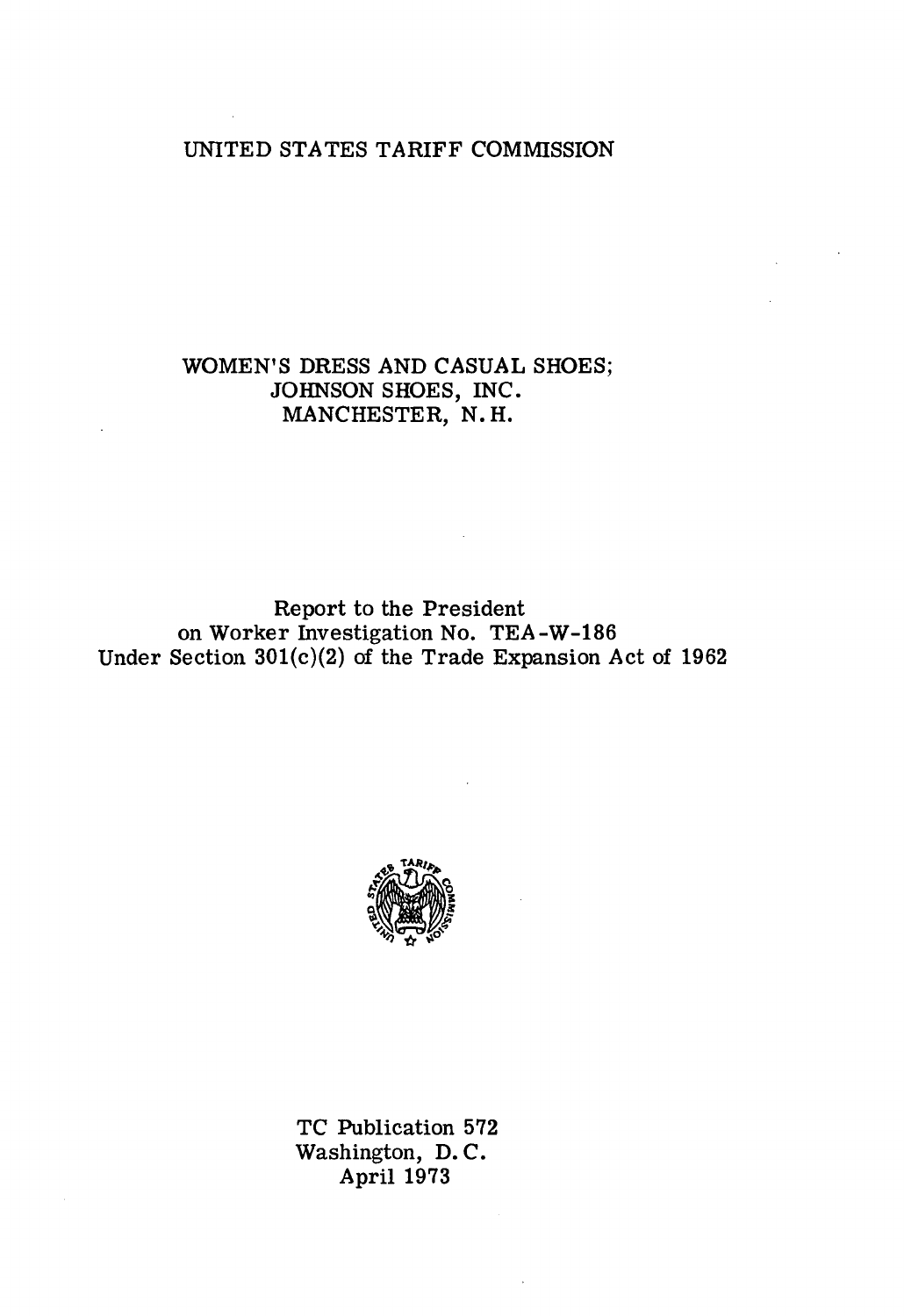# UNITED STATES TARIFF COMMISSION

## WOMEN'S DRESS AND CASUAL SHOES; JOHNSON SHOES, INC. MANCHESTER, N. H.

Report to the President
on Worker Investigation No. TEA-W-186
Under Section 301(c)(2) of the Trade Expansion Act of 1962

TC Publication 572
Washington, D. C.
April 1973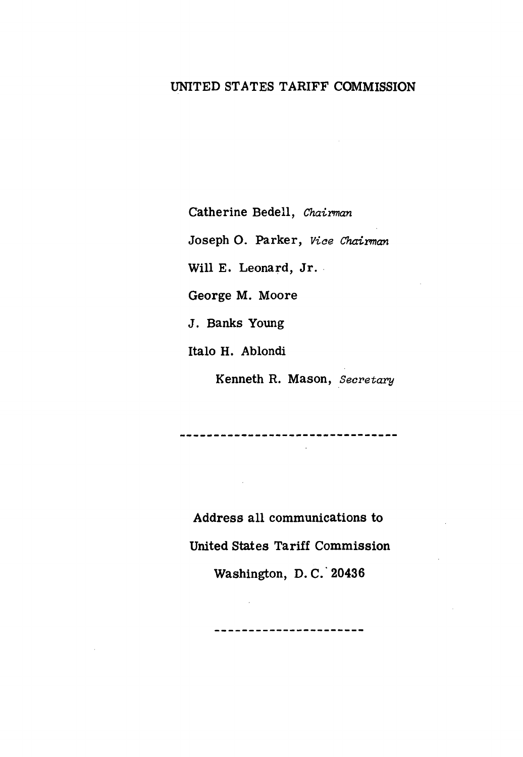# UNITED STATES TARIFF COMMISSION

Catherine Bedell, *Chairman*

Joseph O. Parker, *Vice Chairman*

Will E. Leonard, Jr.

George M. Moore

J. Banks Young

Italo H. Ablondi

Kenneth R. Mason, *Secretary*

---

Address all communications to

United States Tariff Commission

Washington, D. C. 20436

---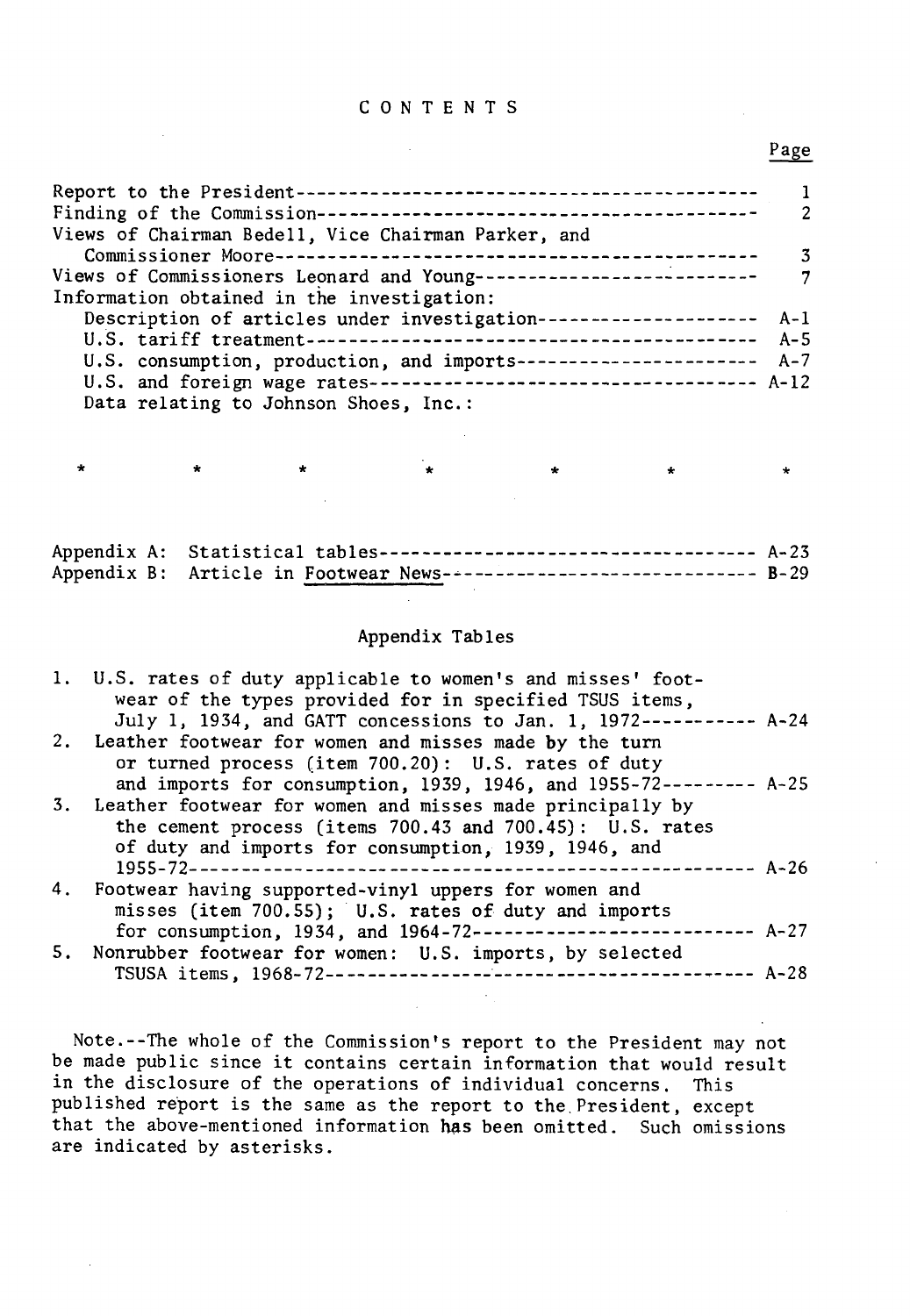# CONTENTS

| | Page |
|---|---|
| Report to the President | 1 |
| Finding of the Commission | 2 |
| Views of Chairman Bedell, Vice Chairman Parker, and Commissioner Moore | 3 |
| Views of Commissioners Leonard and Young | 7 |
| Information obtained in the investigation: | |
| Description of articles under investigation | A-1 |
| U.S. tariff treatment | A-5 |
| U.S. consumption, production, and imports | A-7 |
| U.S. and foreign wage rates | A-12 |
| Data relating to Johnson Shoes, Inc.: | |

\* \* \* \* \* \* \*

| | |
|---|---|
| Appendix A: Statistical tables | A-23 |
| Appendix B: Article in Footwear News | B-29 |

## Appendix Tables

| | |
|---|---|
| 1. U.S. rates of duty applicable to women's and misses' footwear of the types provided for in specified TSUS items, July 1, 1934, and GATT concessions to Jan. 1, 1972 | A-24 |
| 2. Leather footwear for women and misses made by the turn or turned process (item 700.20): U.S. rates of duty and imports for consumption, 1939, 1946, and 1955-72 | A-25 |
| 3. Leather footwear for women and misses made principally by the cement process (items 700.43 and 700.45): U.S. rates of duty and imports for consumption, 1939, 1946, and 1955-72 | A-26 |
| 4. Footwear having supported-vinyl uppers for women and misses (item 700.55); U.S. rates of duty and imports for consumption, 1934, and 1964-72 | A-27 |
| 5. Nonrubber footwear for women: U.S. imports, by selected TSUSA items, 1968-72 | A-28 |

Note.--The whole of the Commission's report to the President may not be made public since it contains certain information that would result in the disclosure of the operations of individual concerns. This published report is the same as the report to the President, except that the above-mentioned information has been omitted. Such omissions are indicated by asterisks.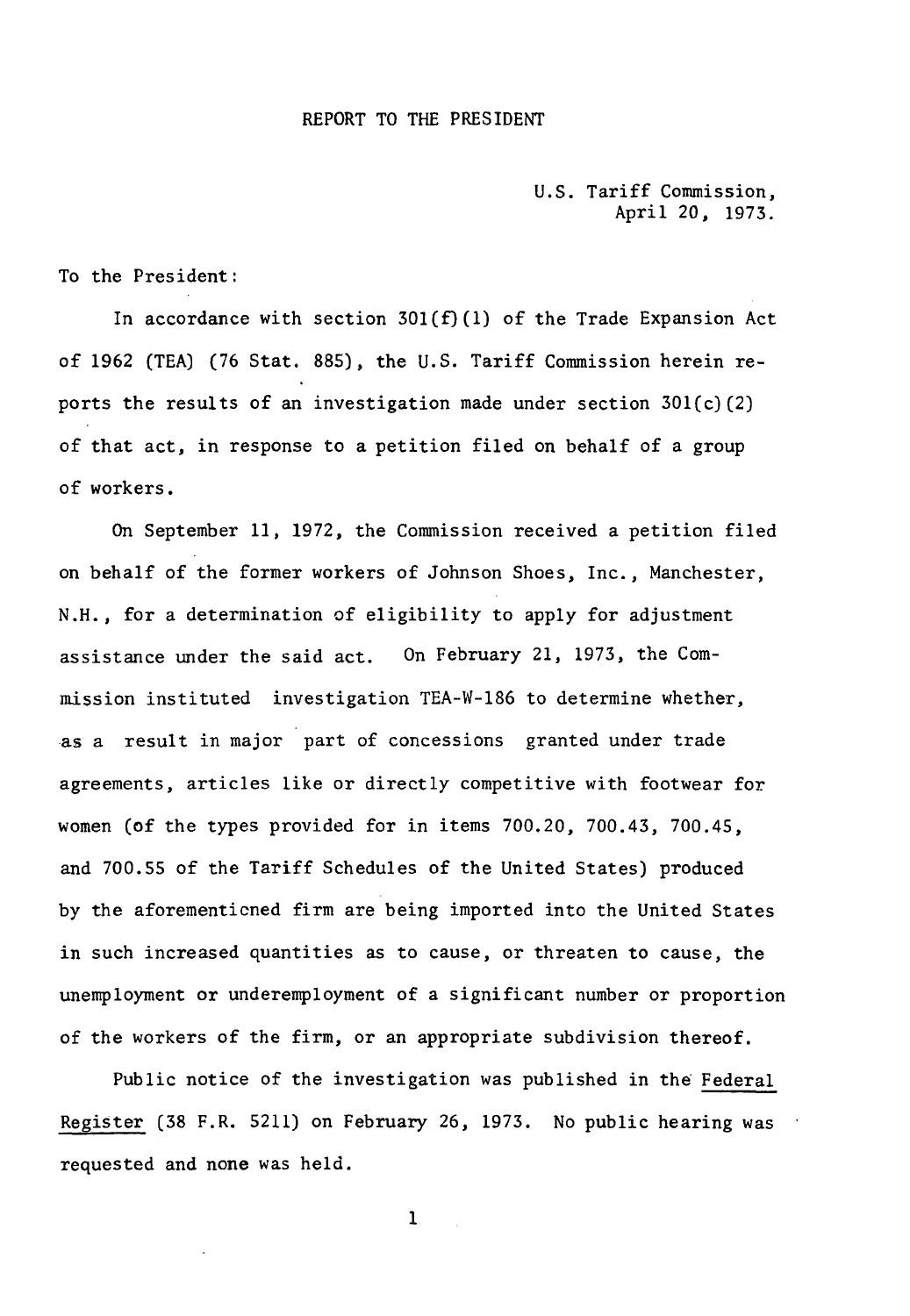# REPORT TO THE PRESIDENT

U.S. Tariff Commission,
April 20, 1973.

To the President:

In accordance with section 301(f)(1) of the Trade Expansion Act of 1962 (TEA) (76 Stat. 885), the U.S. Tariff Commission herein reports the results of an investigation made under section 301(c)(2) of that act, in response to a petition filed on behalf of a group of workers.

On September 11, 1972, the Commission received a petition filed on behalf of the former workers of Johnson Shoes, Inc., Manchester, N.H., for a determination of eligibility to apply for adjustment assistance under the said act. On February 21, 1973, the Commission instituted investigation TEA-W-186 to determine whether, as a result in major part of concessions granted under trade agreements, articles like or directly competitive with footwear for women (of the types provided for in items 700.20, 700.43, 700.45, and 700.55 of the Tariff Schedules of the United States) produced by the aforementioned firm are being imported into the United States in such increased quantities as to cause, or threaten to cause, the unemployment or underemployment of a significant number or proportion of the workers of the firm, or an appropriate subdivision thereof.

Public notice of the investigation was published in the Federal Register (38 F.R. 5211) on February 26, 1973. No public hearing was requested and none was held.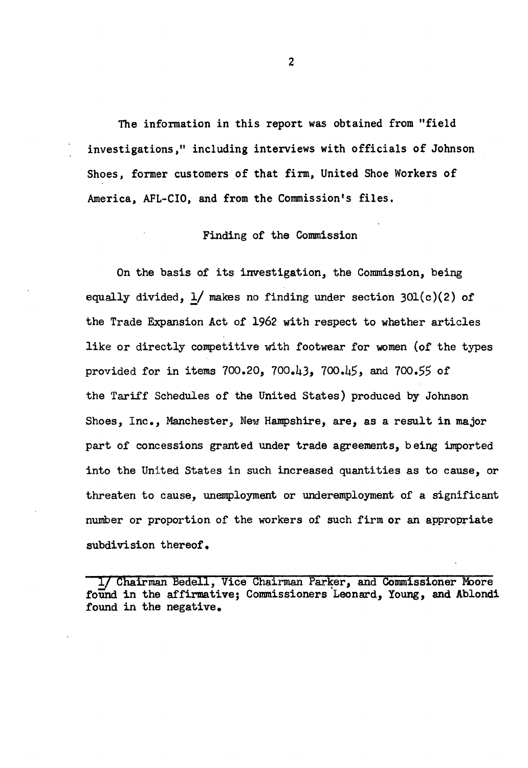The information in this report was obtained from "field investigations," including interviews with officials of Johnson Shoes, former customers of that firm, United Shoe Workers of America, AFL-CIO, and from the Commission's files.

## Finding of the Commission

On the basis of its investigation, the Commission, being equally divided, 1/ makes no finding under section 301(c)(2) of the Trade Expansion Act of 1962 with respect to whether articles like or directly competitive with footwear for women (of the types provided for in items 700.20, 700.43, 700.45, and 700.55 of the Tariff Schedules of the United States) produced by Johnson Shoes, Inc., Manchester, New Hampshire, are, as a result in major part of concessions granted under trade agreements, being imported into the United States in such increased quantities as to cause, or threaten to cause, unemployment or underemployment of a significant number or proportion of the workers of such firm or an appropriate subdivision thereof.

---

1/ Chairman Bedell, Vice Chairman Parker, and Commissioner Moore found in the affirmative; Commissioners Leonard, Young, and Ablondi found in the negative.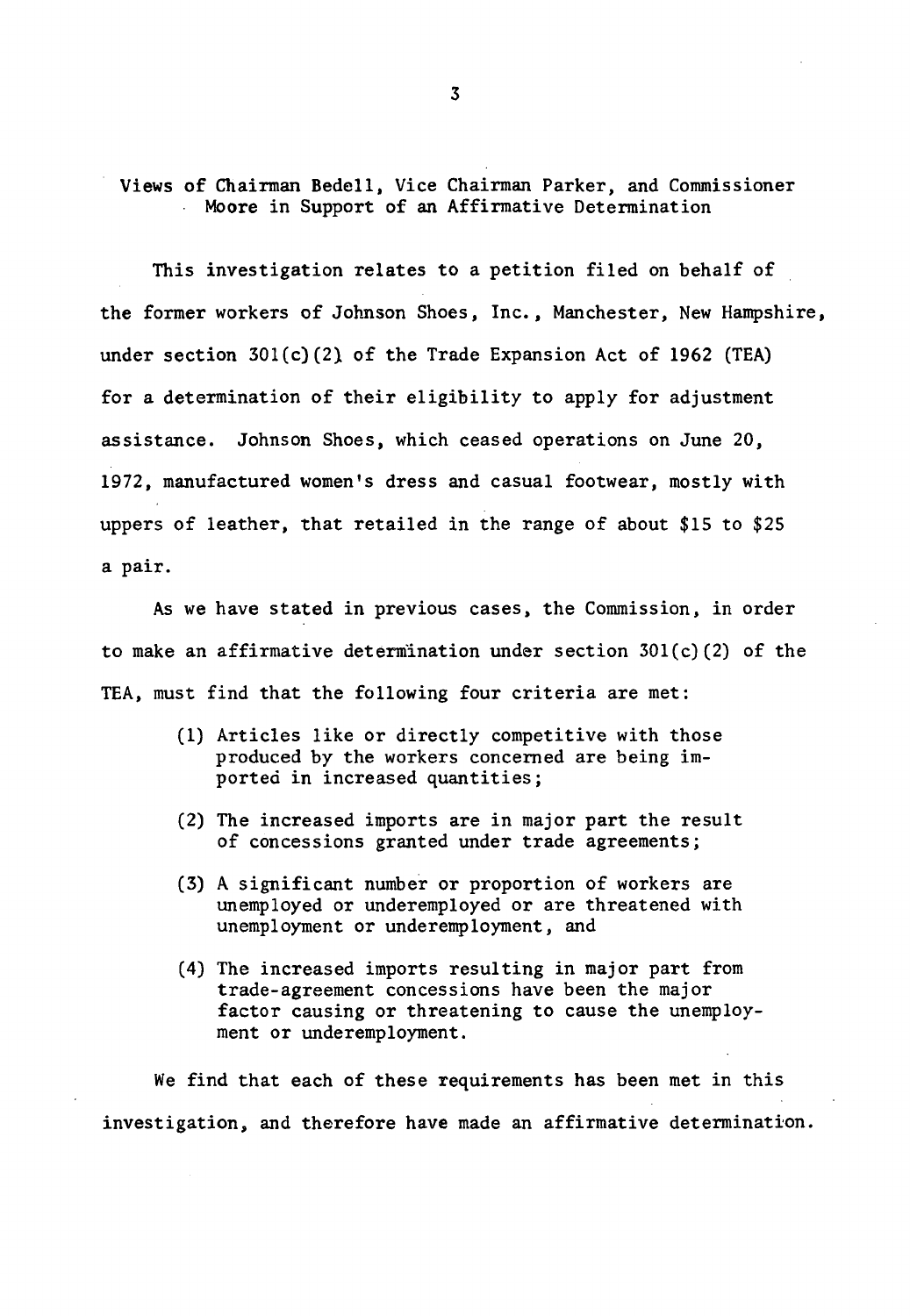## Views of Chairman Bedell, Vice Chairman Parker, and Commissioner Moore in Support of an Affirmative Determination

This investigation relates to a petition filed on behalf of the former workers of Johnson Shoes, Inc., Manchester, New Hampshire, under section 301(c)(2) of the Trade Expansion Act of 1962 (TEA) for a determination of their eligibility to apply for adjustment assistance. Johnson Shoes, which ceased operations on June 20, 1972, manufactured women's dress and casual footwear, mostly with uppers of leather, that retailed in the range of about $15 to $25 a pair.

As we have stated in previous cases, the Commission, in order to make an affirmative determination under section 301(c)(2) of the TEA, must find that the following four criteria are met:

(1) Articles like or directly competitive with those produced by the workers concerned are being imported in increased quantities;

(2) The increased imports are in major part the result of concessions granted under trade agreements;

(3) A significant number or proportion of workers are unemployed or underemployed or are threatened with unemployment or underemployment, and

(4) The increased imports resulting in major part from trade-agreement concessions have been the major factor causing or threatening to cause the unemployment or underemployment.

We find that each of these requirements has been met in this investigation, and therefore have made an affirmative determination.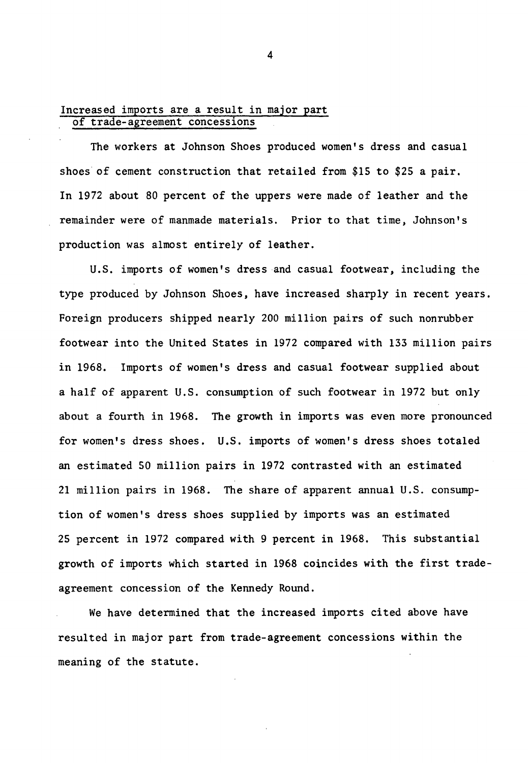## Increased imports are a result in major part of trade-agreement concessions

The workers at Johnson Shoes produced women's dress and casual shoes of cement construction that retailed from $15 to $25 a pair. In 1972 about 80 percent of the uppers were made of leather and the remainder were of manmade materials. Prior to that time, Johnson's production was almost entirely of leather.

U.S. imports of women's dress and casual footwear, including the type produced by Johnson Shoes, have increased sharply in recent years. Foreign producers shipped nearly 200 million pairs of such nonrubber footwear into the United States in 1972 compared with 133 million pairs in 1968. Imports of women's dress and casual footwear supplied about a half of apparent U.S. consumption of such footwear in 1972 but only about a fourth in 1968. The growth in imports was even more pronounced for women's dress shoes. U.S. imports of women's dress shoes totaled an estimated 50 million pairs in 1972 contrasted with an estimated 21 million pairs in 1968. The share of apparent annual U.S. consumption of women's dress shoes supplied by imports was an estimated 25 percent in 1972 compared with 9 percent in 1968. This substantial growth of imports which started in 1968 coincides with the first trade-agreement concession of the Kennedy Round.

We have determined that the increased imports cited above have resulted in major part from trade-agreement concessions within the meaning of the statute.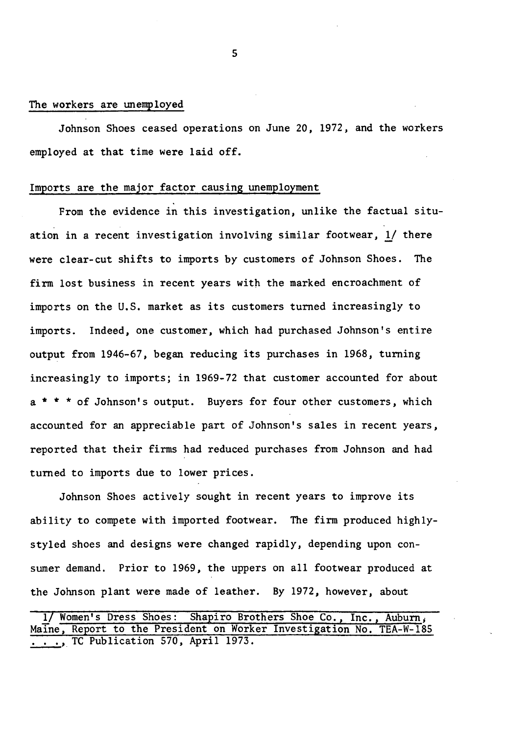The workers are unemployed

Johnson Shoes ceased operations on June 20, 1972, and the workers employed at that time were laid off.

Imports are the major factor causing unemployment

From the evidence in this investigation, unlike the factual situation in a recent investigation involving similar footwear, 1/ there were clear-cut shifts to imports by customers of Johnson Shoes. The firm lost business in recent years with the marked encroachment of imports on the U.S. market as its customers turned increasingly to imports. Indeed, one customer, which had purchased Johnson's entire output from 1946-67, began reducing its purchases in 1968, turning increasingly to imports; in 1969-72 that customer accounted for about a * * * of Johnson's output. Buyers for four other customers, which accounted for an appreciable part of Johnson's sales in recent years, reported that their firms had reduced purchases from Johnson and had turned to imports due to lower prices.

Johnson Shoes actively sought in recent years to improve its ability to compete with imported footwear. The firm produced highly-styled shoes and designs were changed rapidly, depending upon consumer demand. Prior to 1969, the uppers on all footwear produced at the Johnson plant were made of leather. By 1972, however, about

---

1/ Women's Dress Shoes: Shapiro Brothers Shoe Co., Inc., Auburn, Maine, Report to the President on Worker Investigation No. TEA-W-185 . . ., TC Publication 570, April 1973.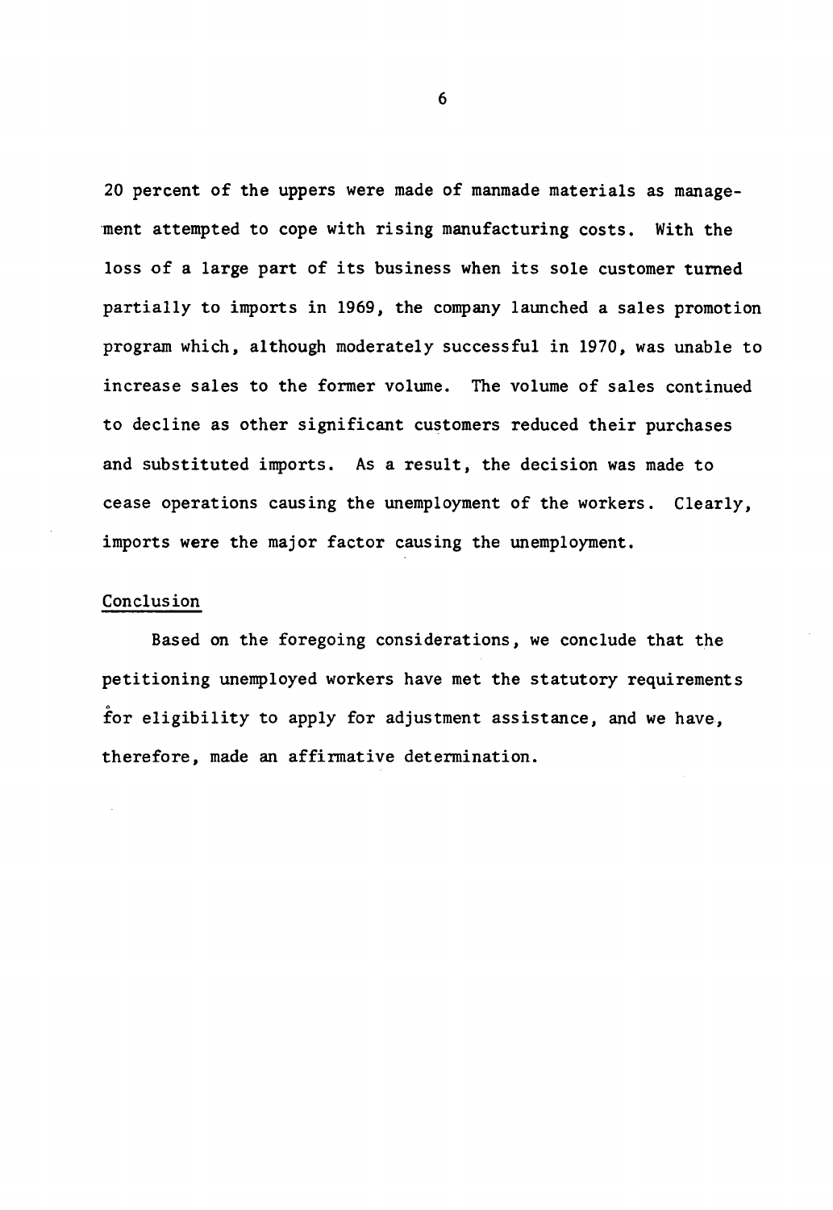20 percent of the uppers were made of manmade materials as management attempted to cope with rising manufacturing costs. With the loss of a large part of its business when its sole customer turned partially to imports in 1969, the company launched a sales promotion program which, although moderately successful in 1970, was unable to increase sales to the former volume. The volume of sales continued to decline as other significant customers reduced their purchases and substituted imports. As a result, the decision was made to cease operations causing the unemployment of the workers. Clearly, imports were the major factor causing the unemployment.

## Conclusion

Based on the foregoing considerations, we conclude that the petitioning unemployed workers have met the statutory requirements for eligibility to apply for adjustment assistance, and we have, therefore, made an affirmative determination.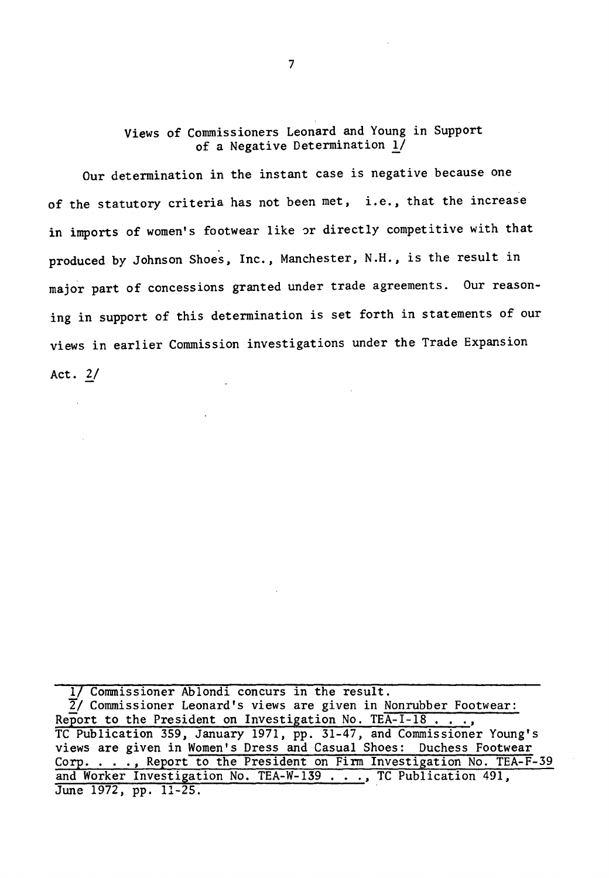## Views of Commissioners Leonard and Young in Support of a Negative Determination [1]

Our determination in the instant case is negative because one of the statutory criteria has not been met, i.e., that the increase in imports of women's footwear like or directly competitive with that produced by Johnson Shoes, Inc., Manchester, N.H., is the result in major part of concessions granted under trade agreements. Our reasoning in support of this determination is set forth in statements of our views in earlier Commission investigations under the Trade Expansion Act. [2]

---

1/ Commissioner Ablondi concurs in the result.

2/ Commissioner Leonard's views are given in Nonrubber Footwear: Report to the President on Investigation No. TEA-I-18 . . ., TC Publication 359, January 1971, pp. 31-47, and Commissioner Young's views are given in Women's Dress and Casual Shoes: Duchess Footwear Corp. . . ., Report to the President on Firm Investigation No. TEA-F-39 and Worker Investigation No. TEA-W-139 . . ., TC Publication 491, June 1972, pp. 11-25.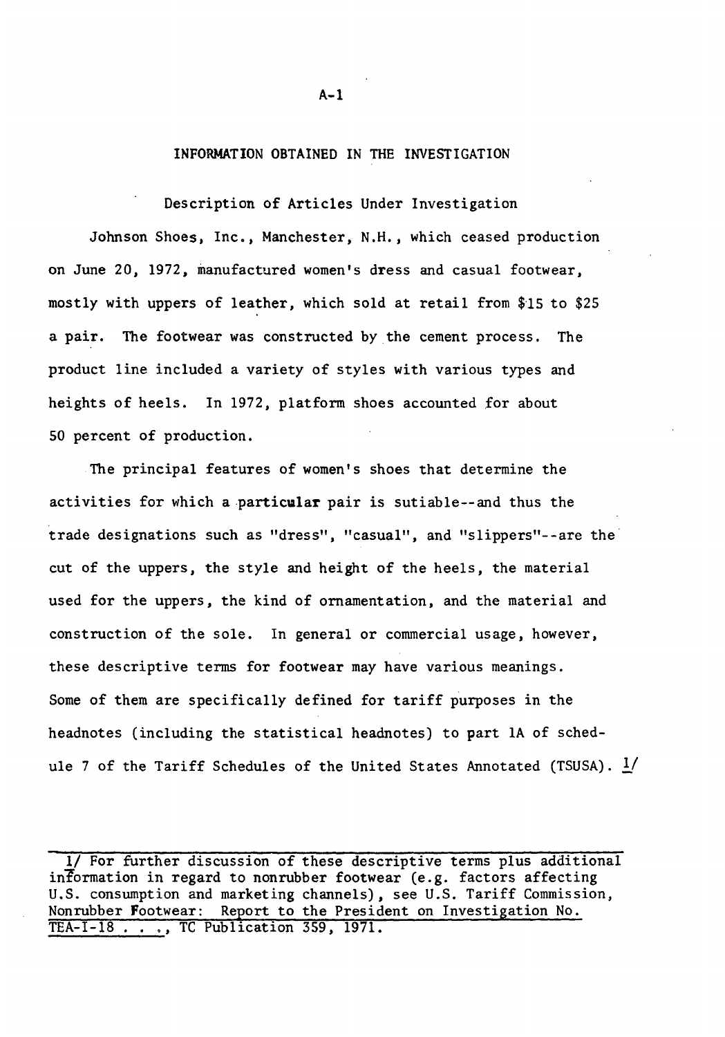## INFORMATION OBTAINED IN THE INVESTIGATION

### Description of Articles Under Investigation

Johnson Shoes, Inc., Manchester, N.H., which ceased production on June 20, 1972, manufactured women's dress and casual footwear, mostly with uppers of leather, which sold at retail from $15 to $25 a pair. The footwear was constructed by the cement process. The product line included a variety of styles with various types and heights of heels. In 1972, platform shoes accounted for about 50 percent of production.

The principal features of women's shoes that determine the activities for which a particular pair is sutiable--and thus the trade designations such as "dress", "casual", and "slippers"--are the cut of the uppers, the style and height of the heels, the material used for the uppers, the kind of ornamentation, and the material and construction of the sole. In general or commercial usage, however, these descriptive terms for footwear may have various meanings. Some of them are specifically defined for tariff purposes in the headnotes (including the statistical headnotes) to part 1A of schedule 7 of the Tariff Schedules of the United States Annotated (TSUSA). 1/

---

1/ For further discussion of these descriptive terms plus additional information in regard to nonrubber footwear (e.g. factors affecting U.S. consumption and marketing channels), see U.S. Tariff Commission, Nonrubber Footwear: Report to the President on Investigation No. TEA-I-18 . . ., TC Publication 359, 1971.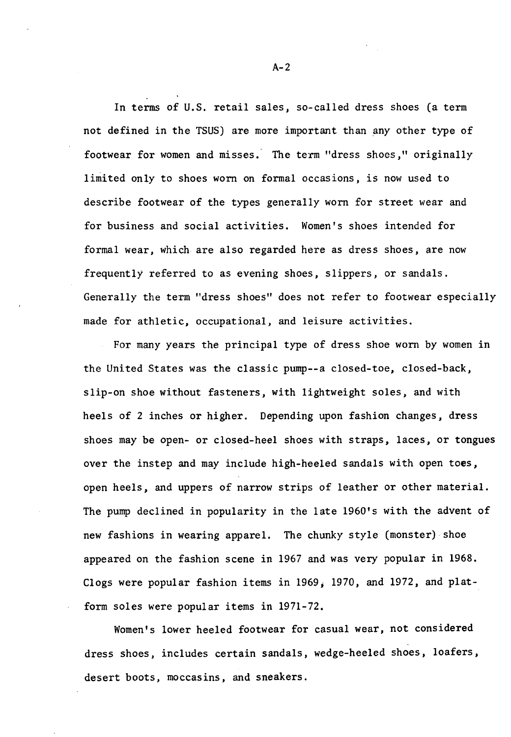In terms of U.S. retail sales, so-called dress shoes (a term not defined in the TSUS) are more important than any other type of footwear for women and misses. The term "dress shoes," originally limited only to shoes worn on formal occasions, is now used to describe footwear of the types generally worn for street wear and for business and social activities. Women's shoes intended for formal wear, which are also regarded here as dress shoes, are now frequently referred to as evening shoes, slippers, or sandals. Generally the term "dress shoes" does not refer to footwear especially made for athletic, occupational, and leisure activities.

For many years the principal type of dress shoe worn by women in the United States was the classic pump--a closed-toe, closed-back, slip-on shoe without fasteners, with lightweight soles, and with heels of 2 inches or higher. Depending upon fashion changes, dress shoes may be open- or closed-heel shoes with straps, laces, or tongues over the instep and may include high-heeled sandals with open toes, open heels, and uppers of narrow strips of leather or other material. The pump declined in popularity in the late 1960's with the advent of new fashions in wearing apparel. The chunky style (monster) shoe appeared on the fashion scene in 1967 and was very popular in 1968. Clogs were popular fashion items in 1969, 1970, and 1972, and platform soles were popular items in 1971-72.

Women's lower heeled footwear for casual wear, not considered dress shoes, includes certain sandals, wedge-heeled shoes, loafers, desert boots, moccasins, and sneakers.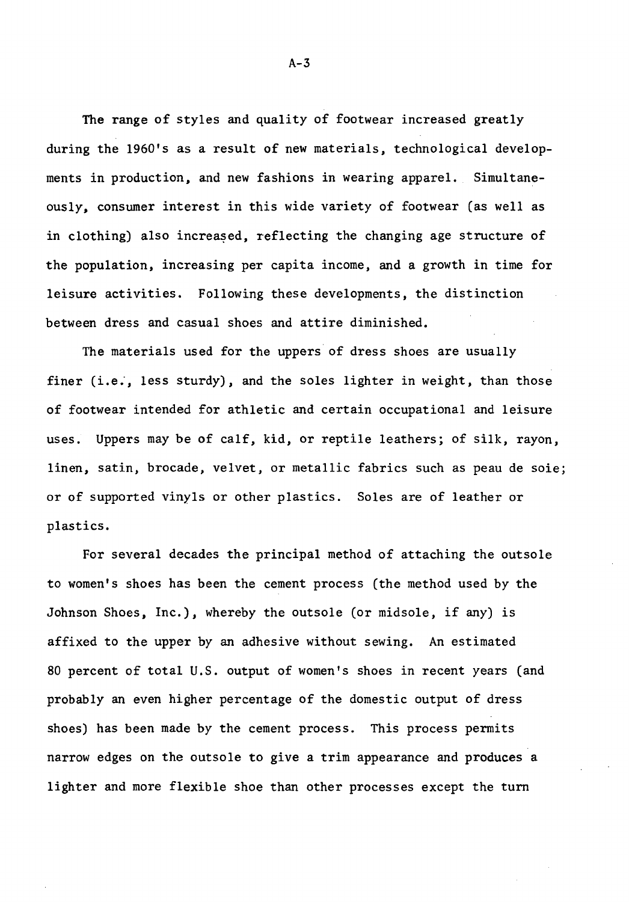The range of styles and quality of footwear increased greatly during the 1960's as a result of new materials, technological developments in production, and new fashions in wearing apparel. Simultaneously, consumer interest in this wide variety of footwear (as well as in clothing) also increased, reflecting the changing age structure of the population, increasing per capita income, and a growth in time for leisure activities. Following these developments, the distinction between dress and casual shoes and attire diminished.

The materials used for the uppers of dress shoes are usually finer (i.e., less sturdy), and the soles lighter in weight, than those of footwear intended for athletic and certain occupational and leisure uses. Uppers may be of calf, kid, or reptile leathers; of silk, rayon, linen, satin, brocade, velvet, or metallic fabrics such as peau de soie; or of supported vinyls or other plastics. Soles are of leather or plastics.

For several decades the principal method of attaching the outsole to women's shoes has been the cement process (the method used by the Johnson Shoes, Inc.), whereby the outsole (or midsole, if any) is affixed to the upper by an adhesive without sewing. An estimated 80 percent of total U.S. output of women's shoes in recent years (and probably an even higher percentage of the domestic output of dress shoes) has been made by the cement process. This process permits narrow edges on the outsole to give a trim appearance and produces a lighter and more flexible shoe than other processes except the turn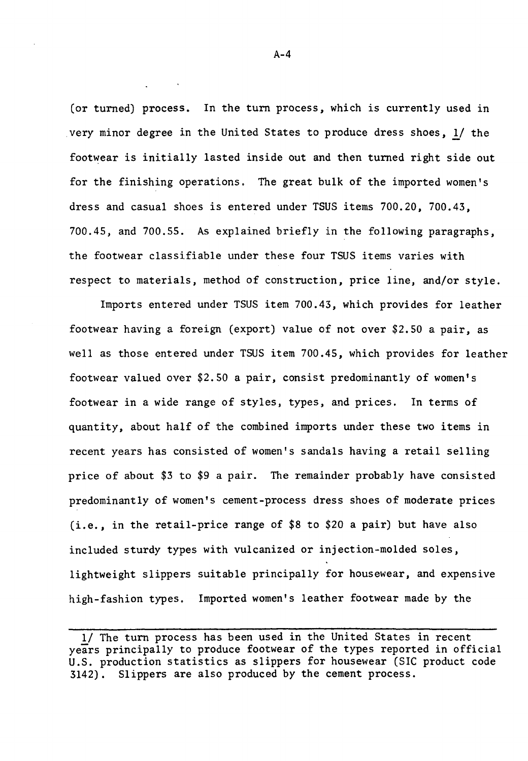(or turned) process. In the turn process, which is currently used in very minor degree in the United States to produce dress shoes, 1/ the footwear is initially lasted inside out and then turned right side out for the finishing operations. The great bulk of the imported women's dress and casual shoes is entered under TSUS items 700.20, 700.43, 700.45, and 700.55. As explained briefly in the following paragraphs, the footwear classifiable under these four TSUS items varies with respect to materials, method of construction, price line, and/or style.

Imports entered under TSUS item 700.43, which provides for leather footwear having a foreign (export) value of not over $2.50 a pair, as well as those entered under TSUS item 700.45, which provides for leather footwear valued over $2.50 a pair, consist predominantly of women's footwear in a wide range of styles, types, and prices. In terms of quantity, about half of the combined imports under these two items in recent years has consisted of women's sandals having a retail selling price of about $3 to $9 a pair. The remainder probably have consisted predominantly of women's cement-process dress shoes of moderate prices (i.e., in the retail-price range of $8 to $20 a pair) but have also included sturdy types with vulcanized or injection-molded soles, lightweight slippers suitable principally for housewear, and expensive high-fashion types. Imported women's leather footwear made by the

---

1/ The turn process has been used in the United States in recent years principally to produce footwear of the types reported in official U.S. production statistics as slippers for housewear (SIC product code 3142). Slippers are also produced by the cement process.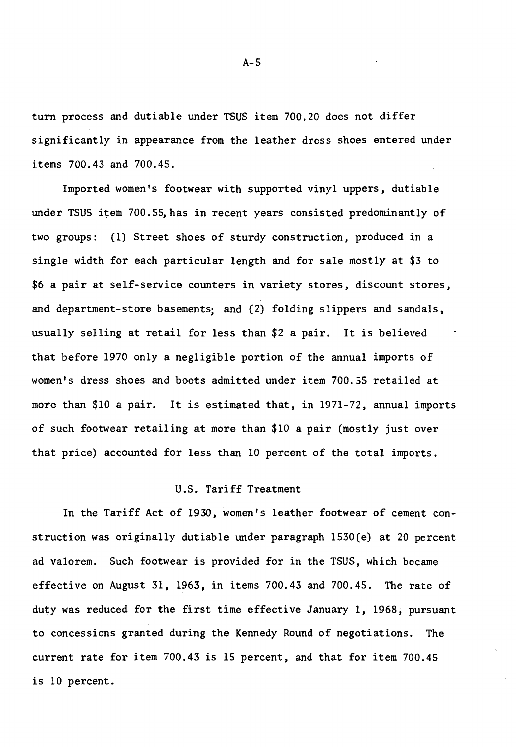turn process and dutiable under TSUS item 700.20 does not differ significantly in appearance from the leather dress shoes entered under items 700.43 and 700.45.

Imported women's footwear with supported vinyl uppers, dutiable under TSUS item 700.55, has in recent years consisted predominantly of two groups: (1) Street shoes of sturdy construction, produced in a single width for each particular length and for sale mostly at $3 to $6 a pair at self-service counters in variety stores, discount stores, and department-store basements; and (2) folding slippers and sandals, usually selling at retail for less than $2 a pair. It is believed that before 1970 only a negligible portion of the annual imports of women's dress shoes and boots admitted under item 700.55 retailed at more than $10 a pair. It is estimated that, in 1971-72, annual imports of such footwear retailing at more than $10 a pair (mostly just over that price) accounted for less than 10 percent of the total imports.

## U.S. Tariff Treatment

In the Tariff Act of 1930, women's leather footwear of cement construction was originally dutiable under paragraph 1530(e) at 20 percent ad valorem. Such footwear is provided for in the TSUS, which became effective on August 31, 1963, in items 700.43 and 700.45. The rate of duty was reduced for the first time effective January 1, 1968, pursuant to concessions granted during the Kennedy Round of negotiations. The current rate for item 700.43 is 15 percent, and that for item 700.45 is 10 percent.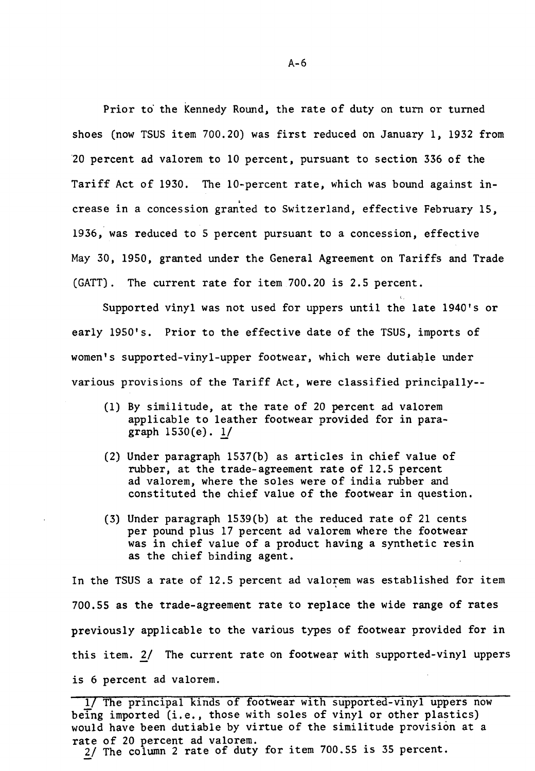Prior to the Kennedy Round, the rate of duty on turn or turned shoes (now TSUS item 700.20) was first reduced on January 1, 1932 from 20 percent ad valorem to 10 percent, pursuant to section 336 of the Tariff Act of 1930. The 10-percent rate, which was bound against increase in a concession granted to Switzerland, effective February 15, 1936, was reduced to 5 percent pursuant to a concession, effective May 30, 1950, granted under the General Agreement on Tariffs and Trade (GATT). The current rate for item 700.20 is 2.5 percent.

Supported vinyl was not used for uppers until the late 1940's or early 1950's. Prior to the effective date of the TSUS, imports of women's supported-vinyl-upper footwear, which were dutiable under various provisions of the Tariff Act, were classified principally--

(1) By similitude, at the rate of 20 percent ad valorem applicable to leather footwear provided for in paragraph 1530(e). 1/

(2) Under paragraph 1537(b) as articles in chief value of rubber, at the trade-agreement rate of 12.5 percent ad valorem, where the soles were of india rubber and constituted the chief value of the footwear in question.

(3) Under paragraph 1539(b) at the reduced rate of 21 cents per pound plus 17 percent ad valorem where the footwear was in chief value of a product having a synthetic resin as the chief binding agent.

In the TSUS a rate of 12.5 percent ad valorem was established for item 700.55 as the trade-agreement rate to replace the wide range of rates previously applicable to the various types of footwear provided for in this item. 2/ The current rate on footwear with supported-vinyl uppers is 6 percent ad valorem.

---

1/ The principal kinds of footwear with supported-vinyl uppers now being imported (i.e., those with soles of vinyl or other plastics) would have been dutiable by virtue of the similitude provision at a rate of 20 percent ad valorem.

2/ The column 2 rate of duty for item 700.55 is 35 percent.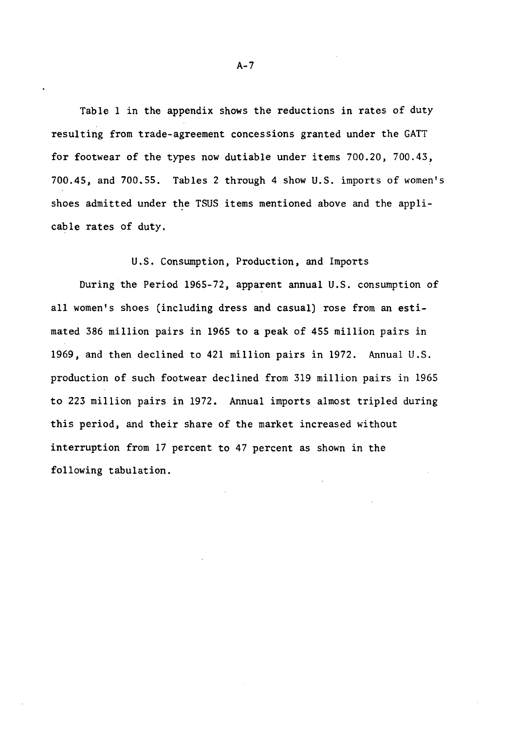Table 1 in the appendix shows the reductions in rates of duty resulting from trade-agreement concessions granted under the GATT for footwear of the types now dutiable under items 700.20, 700.43, 700.45, and 700.55. Tables 2 through 4 show U.S. imports of women's shoes admitted under the TSUS items mentioned above and the applicable rates of duty.

## U.S. Consumption, Production, and Imports

During the Period 1965-72, apparent annual U.S. consumption of all women's shoes (including dress and casual) rose from an estimated 386 million pairs in 1965 to a peak of 455 million pairs in 1969, and then declined to 421 million pairs in 1972. Annual U.S. production of such footwear declined from 319 million pairs in 1965 to 223 million pairs in 1972. Annual imports almost tripled during this period, and their share of the market increased without interruption from 17 percent to 47 percent as shown in the following tabulation.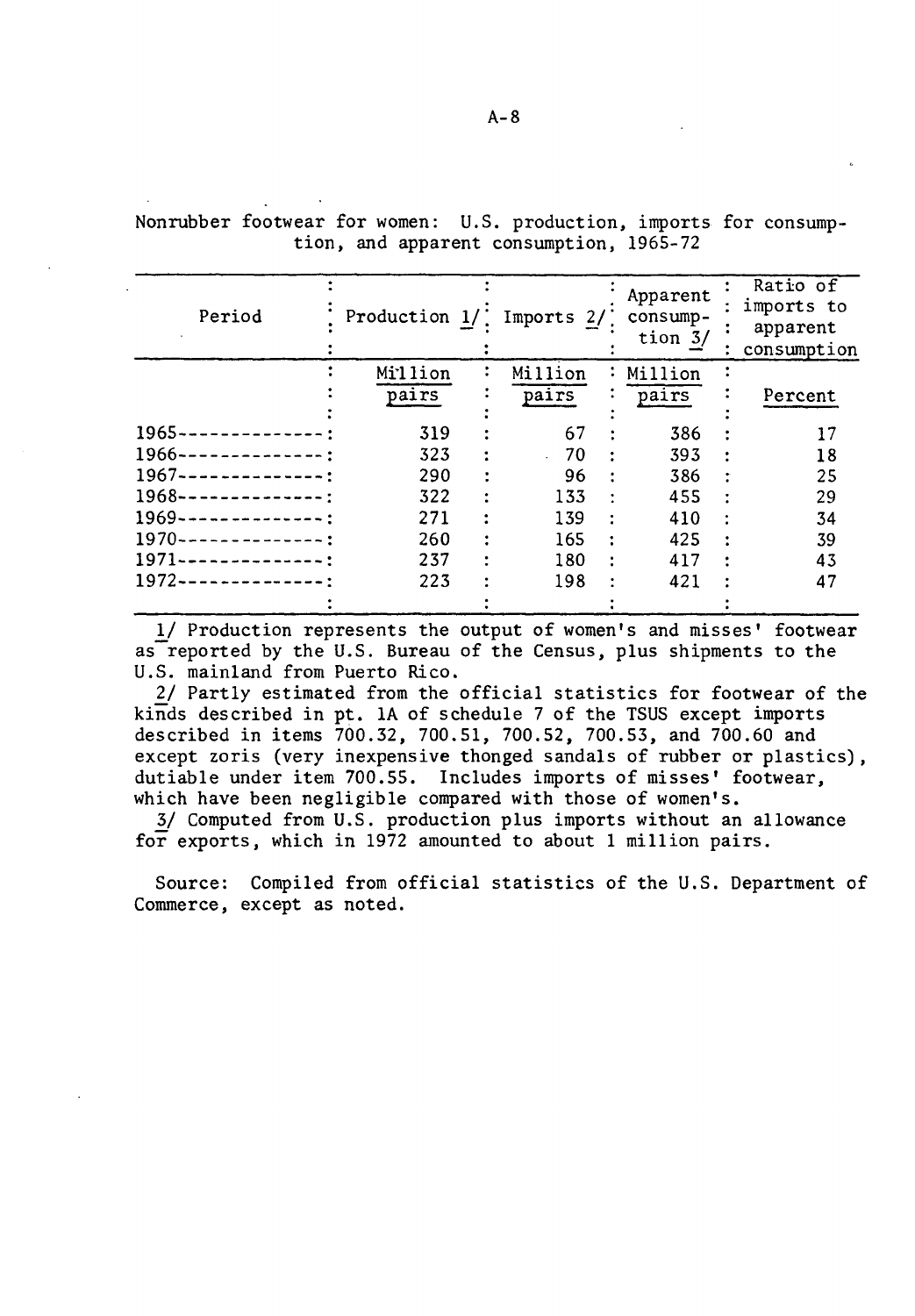Nonrubber footwear for women: U.S. production, imports for consumption, and apparent consumption, 1965-72

| Period | Production 1/ | Imports 2/ | Apparent consumption 3/ | Ratio of imports to apparent consumption |
|---|---|---|---|---|
| | Million pairs | Million pairs | Million pairs | Percent |
| 1965 | 319 | 67 | 386 | 17 |
| 1966 | 323 | 70 | 393 | 18 |
| 1967 | 290 | 96 | 386 | 25 |
| 1968 | 322 | 133 | 455 | 29 |
| 1969 | 271 | 139 | 410 | 34 |
| 1970 | 260 | 165 | 425 | 39 |
| 1971 | 237 | 180 | 417 | 43 |
| 1972 | 223 | 198 | 421 | 47 |

1/ Production represents the output of women's and misses' footwear as reported by the U.S. Bureau of the Census, plus shipments to the U.S. mainland from Puerto Rico.

2/ Partly estimated from the official statistics for footwear of the kinds described in pt. 1A of schedule 7 of the TSUS except imports described in items 700.32, 700.51, 700.52, 700.53, and 700.60 and except zoris (very inexpensive thonged sandals of rubber or plastics), dutiable under item 700.55. Includes imports of misses' footwear, which have been negligible compared with those of women's.

3/ Computed from U.S. production plus imports without an allowance for exports, which in 1972 amounted to about 1 million pairs.

Source: Compiled from official statistics of the U.S. Department of Commerce, except as noted.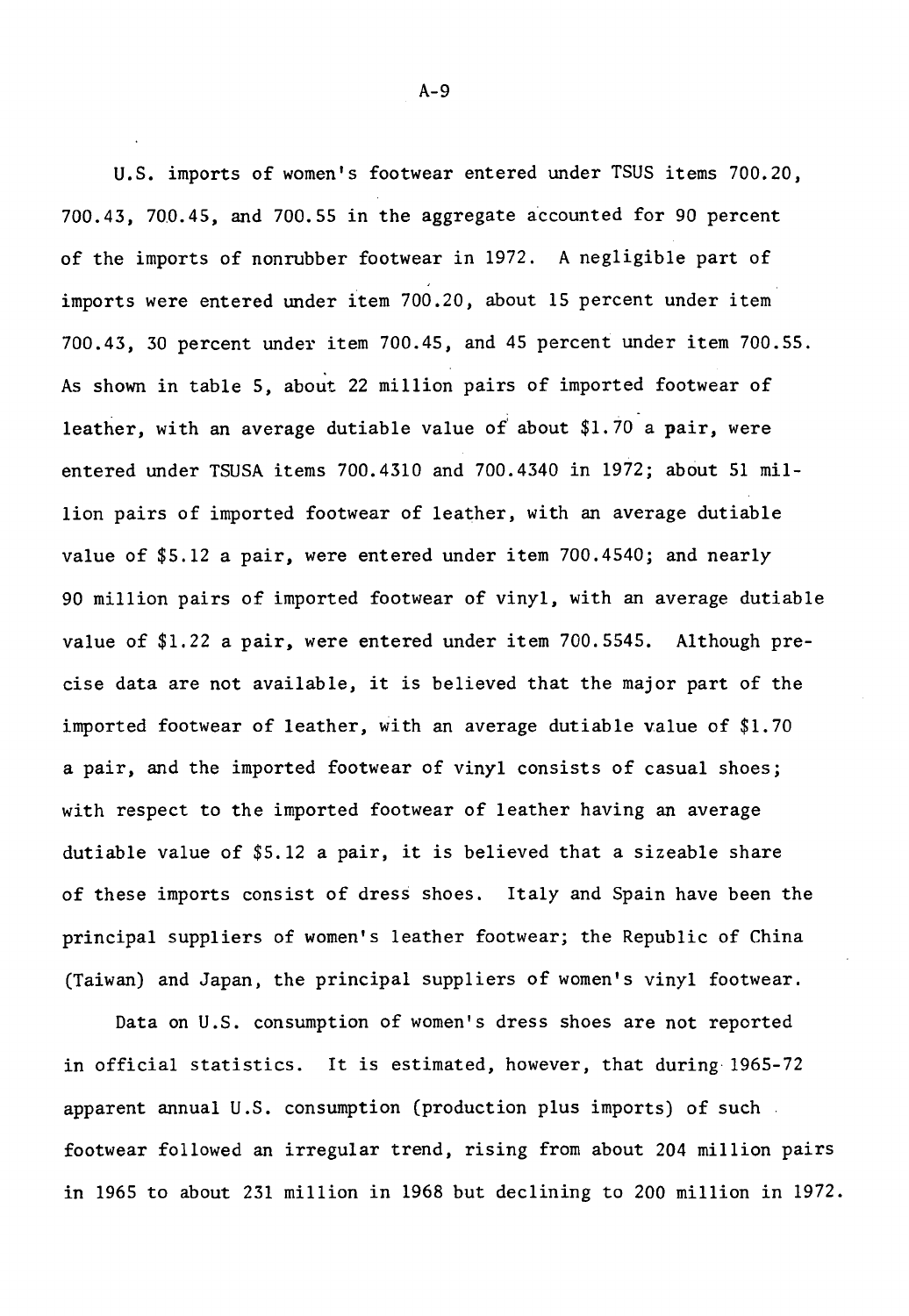U.S. imports of women's footwear entered under TSUS items 700.20, 700.43, 700.45, and 700.55 in the aggregate accounted for 90 percent of the imports of nonrubber footwear in 1972. A negligible part of imports were entered under item 700.20, about 15 percent under item 700.43, 30 percent under item 700.45, and 45 percent under item 700.55. As shown in table 5, about 22 million pairs of imported footwear of leather, with an average dutiable value of about $1.70 a pair, were entered under TSUSA items 700.4310 and 700.4340 in 1972; about 51 million pairs of imported footwear of leather, with an average dutiable value of $5.12 a pair, were entered under item 700.4540; and nearly 90 million pairs of imported footwear of vinyl, with an average dutiable value of $1.22 a pair, were entered under item 700.5545. Although precise data are not available, it is believed that the major part of the imported footwear of leather, with an average dutiable value of $1.70 a pair, and the imported footwear of vinyl consists of casual shoes; with respect to the imported footwear of leather having an average dutiable value of $5.12 a pair, it is believed that a sizeable share of these imports consist of dress shoes. Italy and Spain have been the principal suppliers of women's leather footwear; the Republic of China (Taiwan) and Japan, the principal suppliers of women's vinyl footwear.

Data on U.S. consumption of women's dress shoes are not reported in official statistics. It is estimated, however, that during 1965-72 apparent annual U.S. consumption (production plus imports) of such footwear followed an irregular trend, rising from about 204 million pairs in 1965 to about 231 million in 1968 but declining to 200 million in 1972.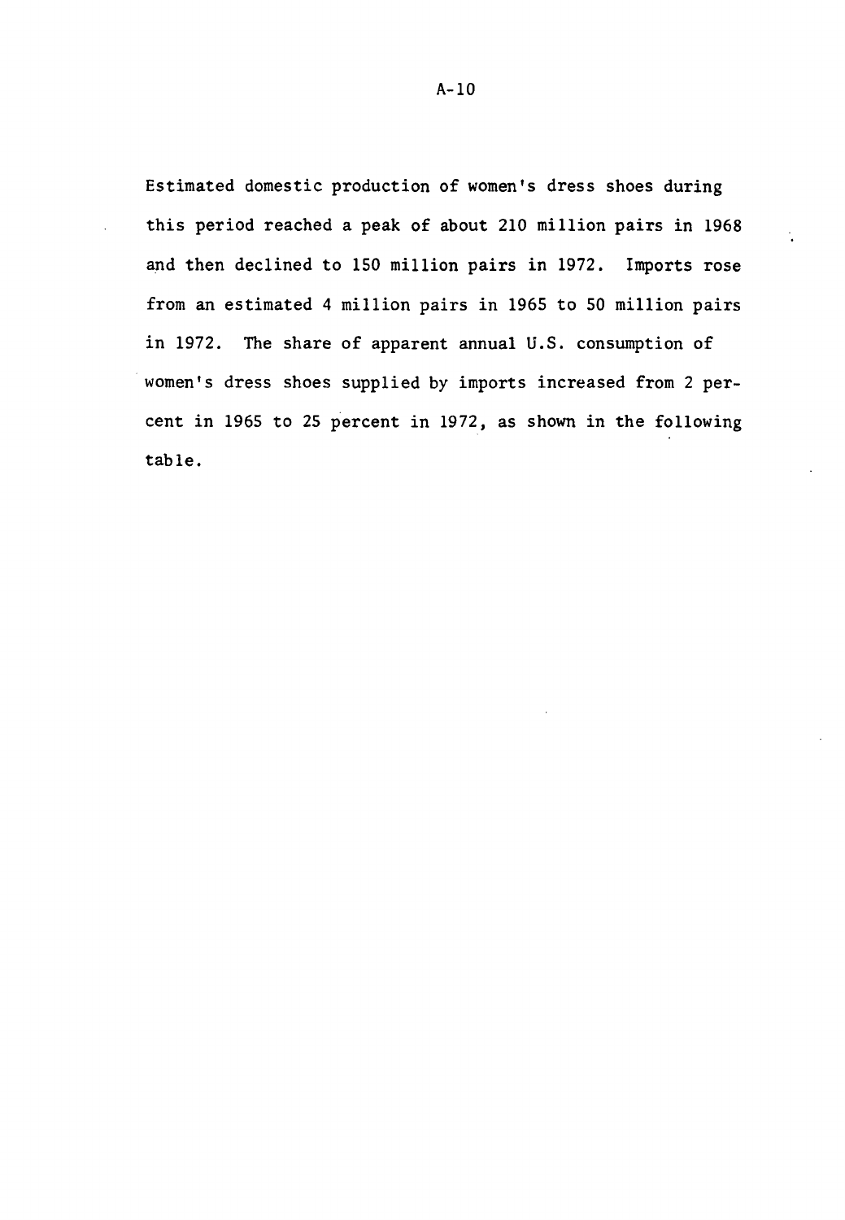Estimated domestic production of women's dress shoes during this period reached a peak of about 210 million pairs in 1968 and then declined to 150 million pairs in 1972. Imports rose from an estimated 4 million pairs in 1965 to 50 million pairs in 1972. The share of apparent annual U.S. consumption of women's dress shoes supplied by imports increased from 2 percent in 1965 to 25 percent in 1972, as shown in the following table.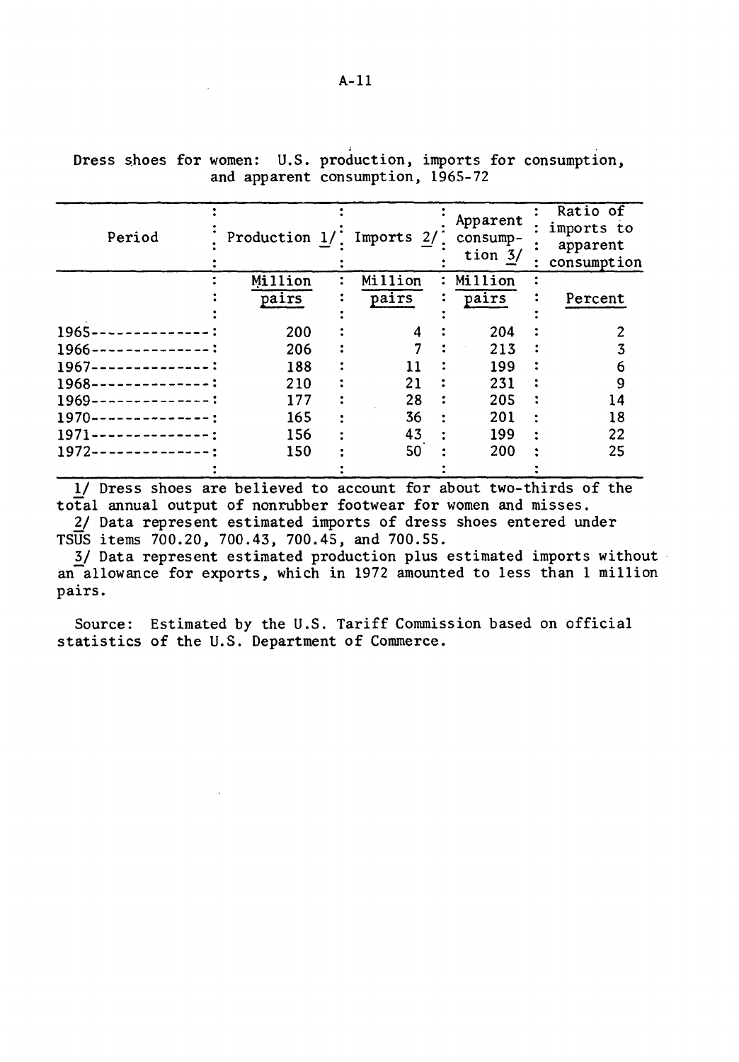Dress shoes for women: U.S. production, imports for consumption, and apparent consumption, 1965-72

| Period | Production 1/ | Imports 2/ | Apparent consumption 3/ | Ratio of imports to apparent consumption |
|---|---|---|---|---|
| | Million pairs | Million pairs | Million pairs | Percent |
| 1965 | 200 | 4 | 204 | 2 |
| 1966 | 206 | 7 | 213 | 3 |
| 1967 | 188 | 11 | 199 | 6 |
| 1968 | 210 | 21 | 231 | 9 |
| 1969 | 177 | 28 | 205 | 14 |
| 1970 | 165 | 36 | 201 | 18 |
| 1971 | 156 | 43 | 199 | 22 |
| 1972 | 150 | 50 | 200 | 25 |

1/ Dress shoes are believed to account for about two-thirds of the total annual output of nonrubber footwear for women and misses.

2/ Data represent estimated imports of dress shoes entered under TSUS items 700.20, 700.43, 700.45, and 700.55.

3/ Data represent estimated production plus estimated imports without an allowance for exports, which in 1972 amounted to less than 1 million pairs.

Source: Estimated by the U.S. Tariff Commission based on official statistics of the U.S. Department of Commerce.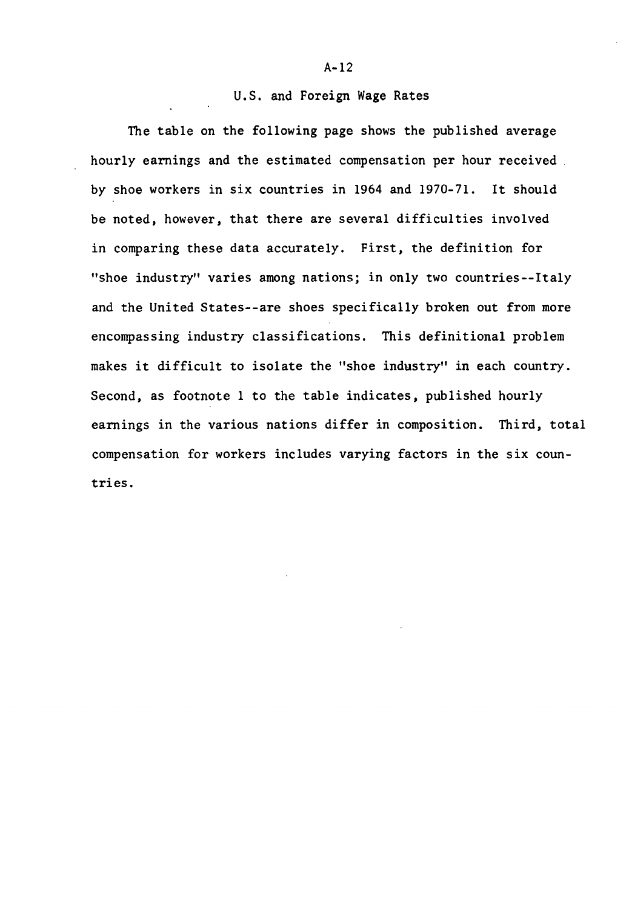## U.S. and Foreign Wage Rates

The table on the following page shows the published average hourly earnings and the estimated compensation per hour received by shoe workers in six countries in 1964 and 1970-71. It should be noted, however, that there are several difficulties involved in comparing these data accurately. First, the definition for "shoe industry" varies among nations; in only two countries--Italy and the United States--are shoes specifically broken out from more encompassing industry classifications. This definitional problem makes it difficult to isolate the "shoe industry" in each country. Second, as footnote 1 to the table indicates, published hourly earnings in the various nations differ in composition. Third, total compensation for workers includes varying factors in the six countries.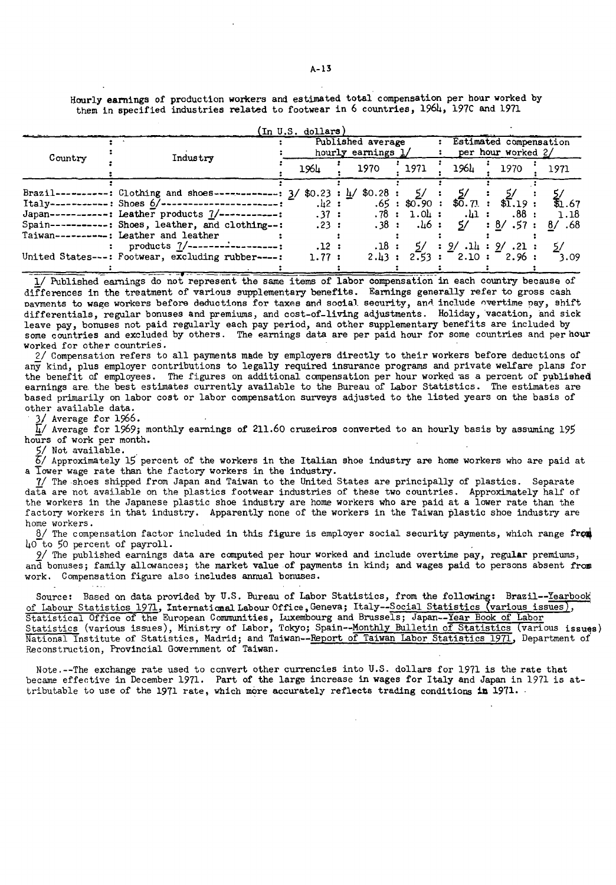Hourly earnings of production workers and estimated total compensation per hour worked by them in specified industries related to footwear in 6 countries, 1964, 1970 and 1971

(In U.S. dollars)

| Country | Industry | Published average hourly earnings 1/ | | | Estimated compensation per hour worked 2/ | | |
|---|---|---|---|---|---|---|---|
| | | 1964 | 1970 | 1971 | 1964 | 1970 | 1971 |
| Brazil | Clothing and shoes | 3/ $0.23 | 4/ $0.28 | 5/ | 5/ | 5/ | 5/ |
| Italy | Shoes 6/ | .42 | .65 | $0.90 | $0.71 | $1.19 | $1.67 |
| Japan | Leather products 7/ | .37 | .78 | 1.04 | .41 | .88 | 1.18 |
| Spain | Shoes, leather, and clothing | .23 | .38 | .46 | 5/ | 8/ .57 | 8/ .68 |
| Taiwan | Leather and leather products 7/ | .12 | .18 | 5/ | 9/ .14 | 9/ .21 | 5/ |
| United States | Footwear, excluding rubber | 1.77 | 2.43 | 2.53 | 2.10 | 2.96 | 3.09 |

1/ Published earnings do not represent the same items of labor compensation in each country because of differences in the treatment of various supplementary benefits. Earnings generally refer to gross cash payments to wage workers before deductions for taxes and social security, and include overtime pay, shift differentials, regular bonuses and premiums, and cost-of-living adjustments. Holiday, vacation, and sick leave pay, bonuses not paid regularly each pay period, and other supplementary benefits are included by some countries and excluded by others. The earnings data are per paid hour for some countries and per hour worked for other countries.

2/ Compensation refers to all payments made by employers directly to their workers before deductions of any kind, plus employer contributions to legally required insurance programs and private welfare plans for the benefit of employees. The figures on additional compensation per hour worked as a percent of published earnings are the best estimates currently available to the Bureau of Labor Statistics. The estimates are based primarily on labor cost or labor compensation surveys adjusted to the listed years on the basis of other available data.

3/ Average for 1966.

4/ Average for 1969; monthly earnings of 211.60 cruzeiros converted to an hourly basis by assuming 195 hours of work per month.

5/ Not available.

6/ Approximately 15 percent of the workers in the Italian shoe industry are home workers who are paid at a lower wage rate than the factory workers in the industry.

7/ The shoes shipped from Japan and Taiwan to the United States are principally of plastics. Separate data are not available on the plastics footwear industries of these two countries. Approximately half of the workers in the Japanese plastic shoe industry are home workers who are paid at a lower rate than the factory workers in that industry. Apparently none of the workers in the Taiwan plastic shoe industry are home workers.

8/ The compensation factor included in this figure is employer social security payments, which range from 40 to 50 percent of payroll.

9/ The published earnings data are computed per hour worked and include overtime pay, regular premiums, and bonuses; family allowances; the market value of payments in kind; and wages paid to persons absent from work. Compensation figure also includes annual bonuses.

Source: Based on data provided by U.S. Bureau of Labor Statistics, from the following: Brazil--Yearbook of Labour Statistics 1971, International Labour Office, Geneva; Italy--Social Statistics (various issues), Statistical Office of the European Communities, Luxembourg and Brussels; Japan--Year Book of Labor Statistics (various issues), Ministry of Labor, Tokyo; Spain--Monthly Bulletin of Statistics (various issues) National Institute of Statistics, Madrid; and Taiwan--Report of Taiwan Labor Statistics 1971, Department of Reconstruction, Provincial Government of Taiwan.

Note.--The exchange rate used to convert other currencies into U.S. dollars for 1971 is the rate that became effective in December 1971. Part of the large increase in wages for Italy and Japan in 1971 is attributable to use of the 1971 rate, which more accurately reflects trading conditions in 1971.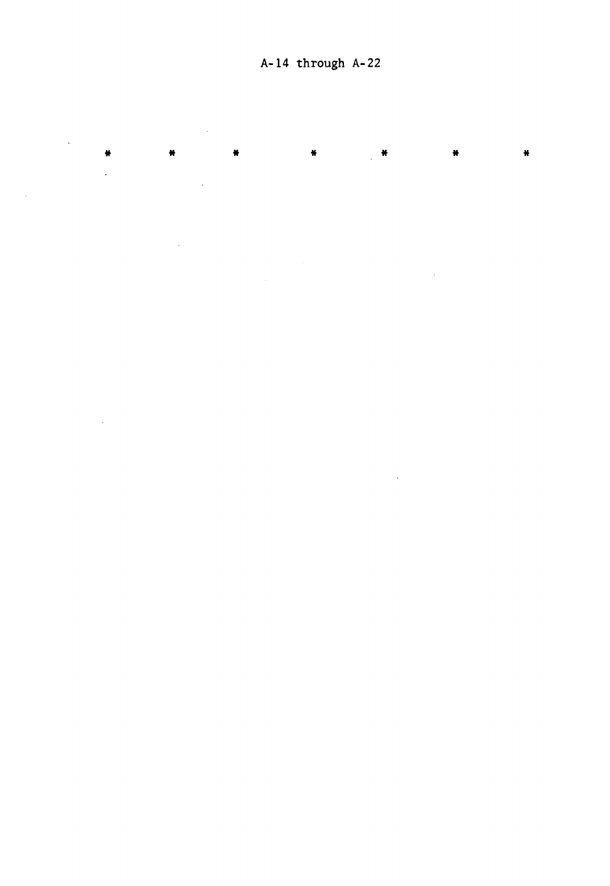A-14 through A-22

*     *     *     *     *     *     *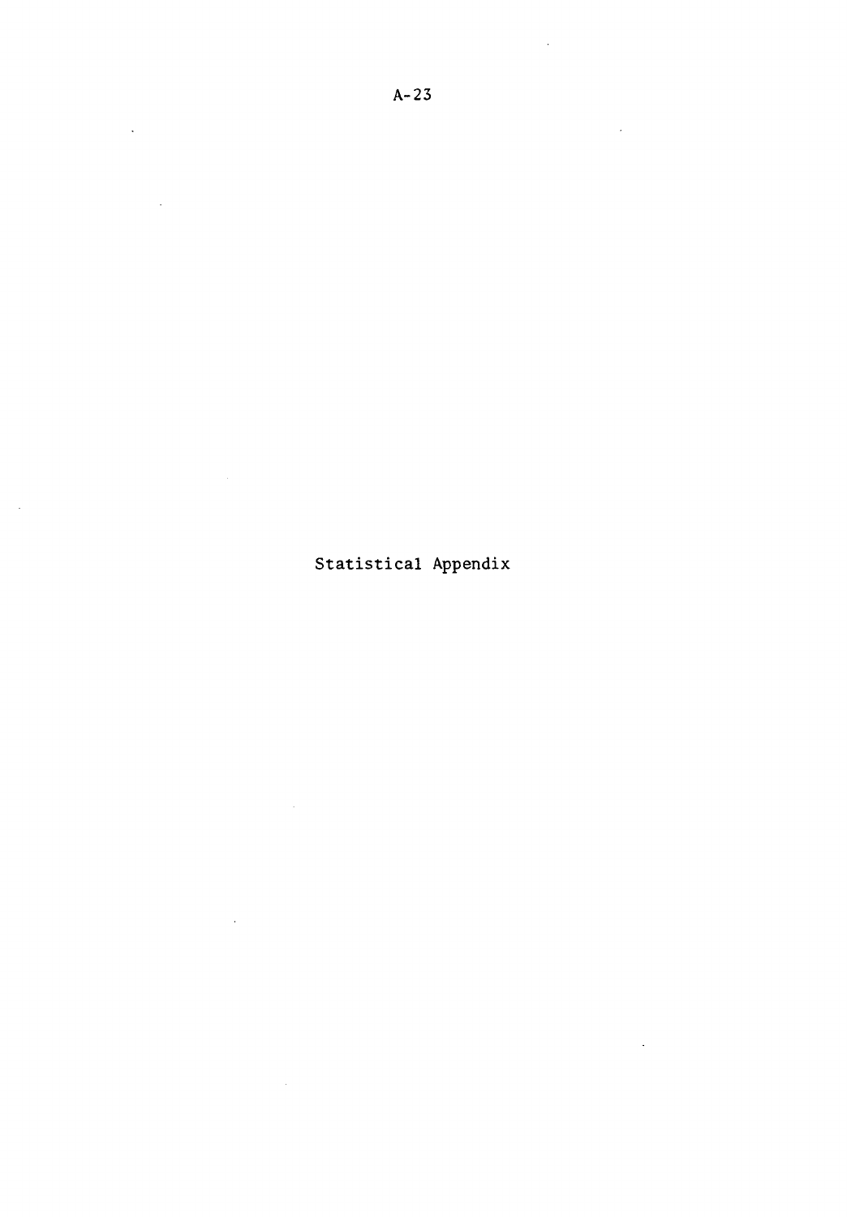# Statistical Appendix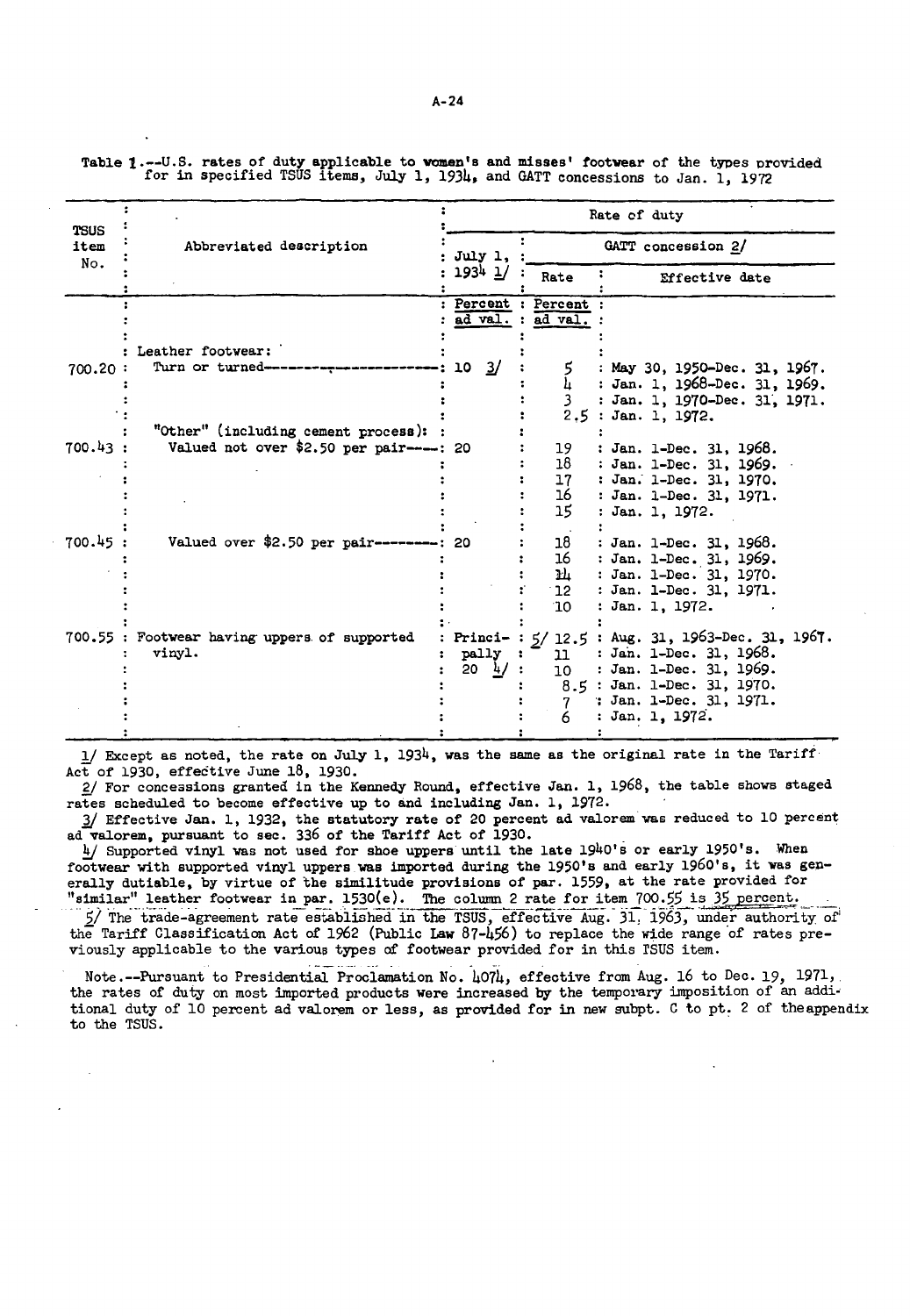Table 1.--U.S. rates of duty applicable to women's and misses' footwear of the types provided for in specified TSUS items, July 1, 1934, and GATT concessions to Jan. 1, 1972

| TSUS item No. | Abbreviated description | Rate of duty: July 1, 1934 1/ | GATT concession 2/: Rate | GATT concession 2/: Effective date |
|---|---|---|---|---|
| | | Percent ad val. | Percent ad val. | |
| | Leather footwear: | | | |
| 700.20 | Turn or turned | 10 3/ | 5 | May 30, 1950-Dec. 31, 1967. |
| | | | 4 | Jan. 1, 1968-Dec. 31, 1969. |
| | | | 3 | Jan. 1, 1970-Dec. 31, 1971. |
| | | | 2.5 | Jan. 1, 1972. |
| | "Other" (including cement process): | | | |
| 700.43 | Valued not over $2.50 per pair | 20 | 19 | Jan. 1-Dec. 31, 1968. |
| | | | 18 | Jan. 1-Dec. 31, 1969. |
| | | | 17 | Jan. 1-Dec. 31, 1970. |
| | | | 16 | Jan. 1-Dec. 31, 1971. |
| | | | 15 | Jan. 1, 1972. |
| 700.45 | Valued over $2.50 per pair | 20 | 18 | Jan. 1-Dec. 31, 1968. |
| | | | 16 | Jan. 1-Dec. 31, 1969. |
| | | | 14 | Jan. 1-Dec. 31, 1970. |
| | | | 12 | Jan. 1-Dec. 31, 1971. |
| | | | 10 | Jan. 1, 1972. |
| 700.55 | Footwear having uppers of supported vinyl. | Principally 20 4/ | 5/ 12.5 | Aug. 31, 1963-Dec. 31, 1967. |
| | | | 11 | Jan. 1-Dec. 31, 1968. |
| | | | 10 | Jan. 1-Dec. 31, 1969. |
| | | | 8.5 | Jan. 1-Dec. 31, 1970. |
| | | | 7 | Jan. 1-Dec. 31, 1971. |
| | | | 6 | Jan. 1, 1972. |

1/ Except as noted, the rate on July 1, 1934, was the same as the original rate in the Tariff Act of 1930, effective June 18, 1930.

2/ For concessions granted in the Kennedy Round, effective Jan. 1, 1968, the table shows staged rates scheduled to become effective up to and including Jan. 1, 1972.

3/ Effective Jan. 1, 1932, the statutory rate of 20 percent ad valorem was reduced to 10 percent ad valorem, pursuant to sec. 336 of the Tariff Act of 1930.

4/ Supported vinyl was not used for shoe uppers until the late 1940's or early 1950's. When footwear with supported vinyl uppers was imported during the 1950's and early 1960's, it was generally dutiable, by virtue of the similitude provisions of par. 1559, at the rate provided for "similar" leather footwear in par. 1530(e). The column 2 rate for item 700.55 is 35 percent.

5/ The trade-agreement rate established in the TSUS, effective Aug. 31, 1963, under authority of the Tariff Classification Act of 1962 (Public Law 87-456) to replace the wide range of rates previously applicable to the various types of footwear provided for in this TSUS item.

Note.--Pursuant to Presidential Proclamation No. 4074, effective from Aug. 16 to Dec. 19, 1971, the rates of duty on most imported products were increased by the temporary imposition of an additional duty of 10 percent ad valorem or less, as provided for in new subpt. C to pt. 2 of the appendix to the TSUS.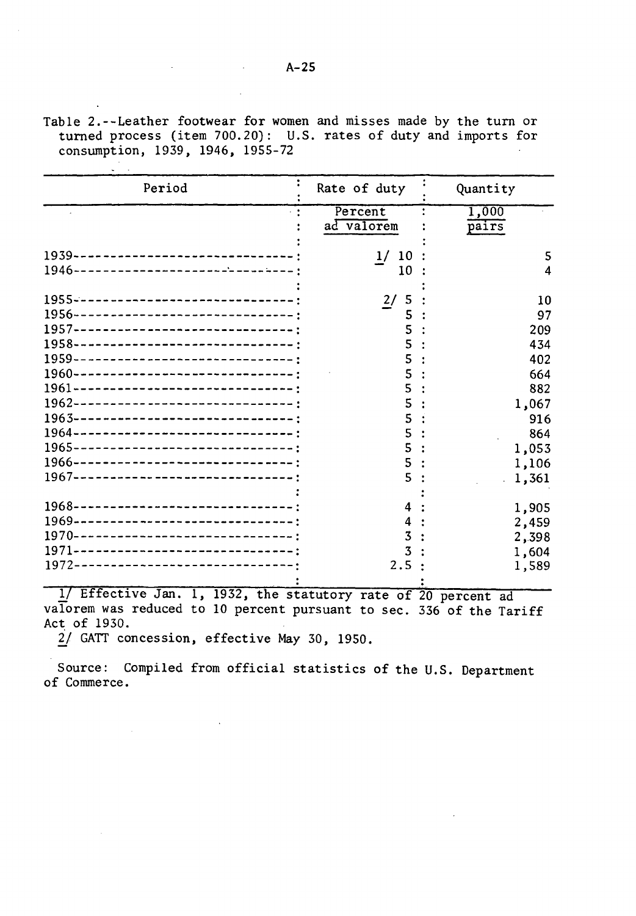Table 2.--Leather footwear for women and misses made by the turn or turned process (item 700.20): U.S. rates of duty and imports for consumption, 1939, 1946, 1955-72

| Period | Rate of duty | Quantity |
|---|---|---|
| | Percent ad valorem | 1,000 pairs |
| 1939 | 1/ 10 | 5 |
| 1946 | 10 | 4 |
| 1955 | 2/ 5 | 10 |
| 1956 | 5 | 97 |
| 1957 | 5 | 209 |
| 1958 | 5 | 434 |
| 1959 | 5 | 402 |
| 1960 | 5 | 664 |
| 1961 | 5 | 882 |
| 1962 | 5 | 1,067 |
| 1963 | 5 | 916 |
| 1964 | 5 | 864 |
| 1965 | 5 | 1,053 |
| 1966 | 5 | 1,106 |
| 1967 | 5 | 1,361 |
| 1968 | 4 | 1,905 |
| 1969 | 4 | 2,459 |
| 1970 | 3 | 2,398 |
| 1971 | 3 | 1,604 |
| 1972 | 2.5 | 1,589 |

1/ Effective Jan. 1, 1932, the statutory rate of 20 percent ad valorem was reduced to 10 percent pursuant to sec. 336 of the Tariff Act of 1930.

2/ GATT concession, effective May 30, 1950.

Source: Compiled from official statistics of the U.S. Department of Commerce.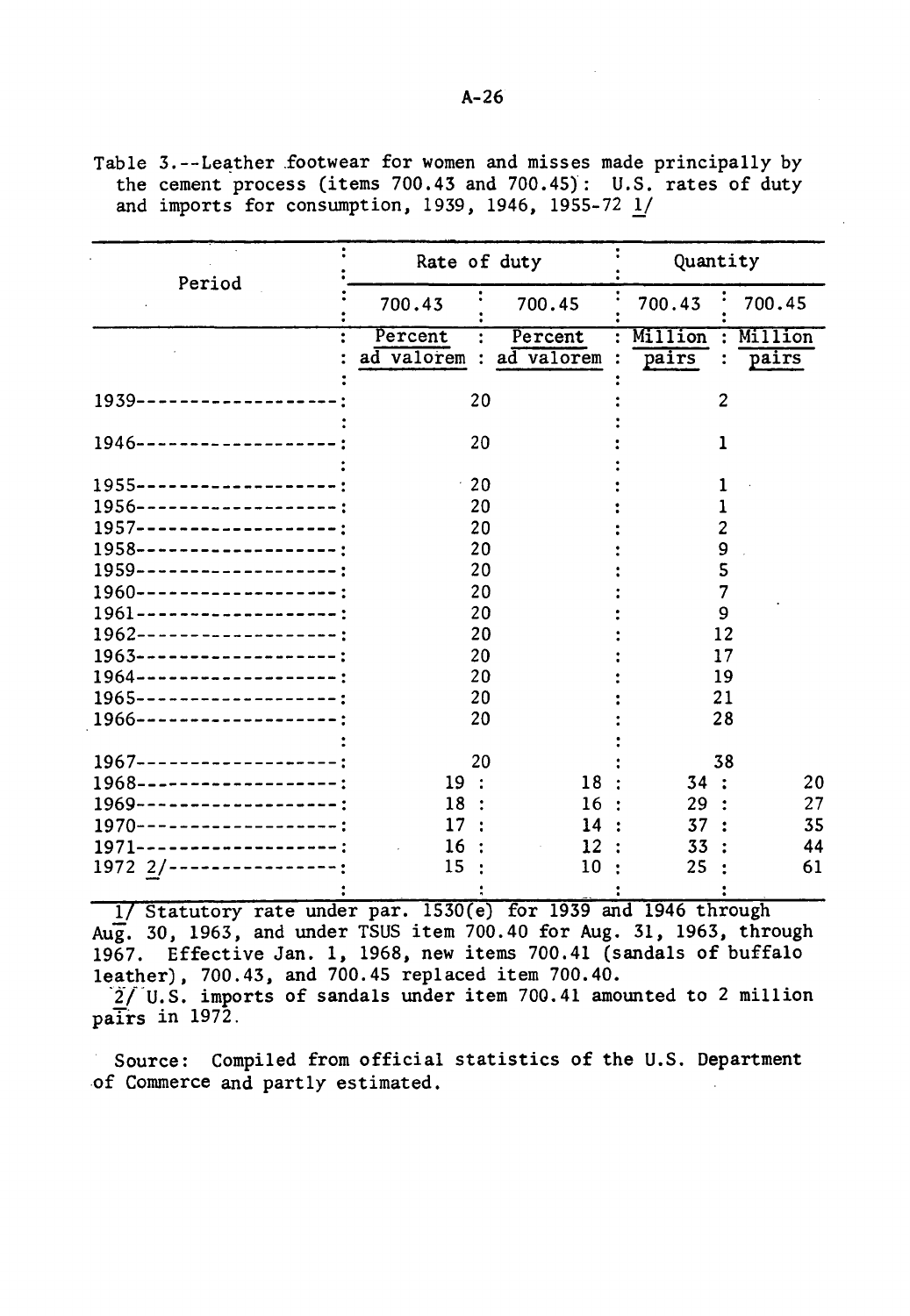Table 3.--Leather footwear for women and misses made principally by the cement process (items 700.43 and 700.45): U.S. rates of duty and imports for consumption, 1939, 1946, 1955-72 1/

| Period | Rate of duty | | Quantity | |
|---|---|---|---|---|
| | 700.43 | 700.45 | 700.43 | 700.45 |
| | Percent ad valorem | Percent ad valorem | Million pairs | Million pairs |
| 1939 | 20 | | 2 | |
| 1946 | 20 | | 1 | |
| 1955 | 20 | | 1 | |
| 1956 | 20 | | 1 | |
| 1957 | 20 | | 2 | |
| 1958 | 20 | | 9 | |
| 1959 | 20 | | 5 | |
| 1960 | 20 | | 7 | |
| 1961 | 20 | | 9 | |
| 1962 | 20 | | 12 | |
| 1963 | 20 | | 17 | |
| 1964 | 20 | | 19 | |
| 1965 | 20 | | 21 | |
| 1966 | 20 | | 28 | |
| 1967 | 20 | | 38 | |
| 1968 | 19 | 18 | 34 | 20 |
| 1969 | 18 | 16 | 29 | 27 |
| 1970 | 17 | 14 | 37 | 35 |
| 1971 | 16 | 12 | 33 | 44 |
| 1972 2/ | 15 | 10 | 25 | 61 |

1/ Statutory rate under par. 1530(e) for 1939 and 1946 through Aug. 30, 1963, and under TSUS item 700.40 for Aug. 31, 1963, through 1967. Effective Jan. 1, 1968, new items 700.41 (sandals of buffalo leather), 700.43, and 700.45 replaced item 700.40.

2/ U.S. imports of sandals under item 700.41 amounted to 2 million pairs in 1972.

Source: Compiled from official statistics of the U.S. Department of Commerce and partly estimated.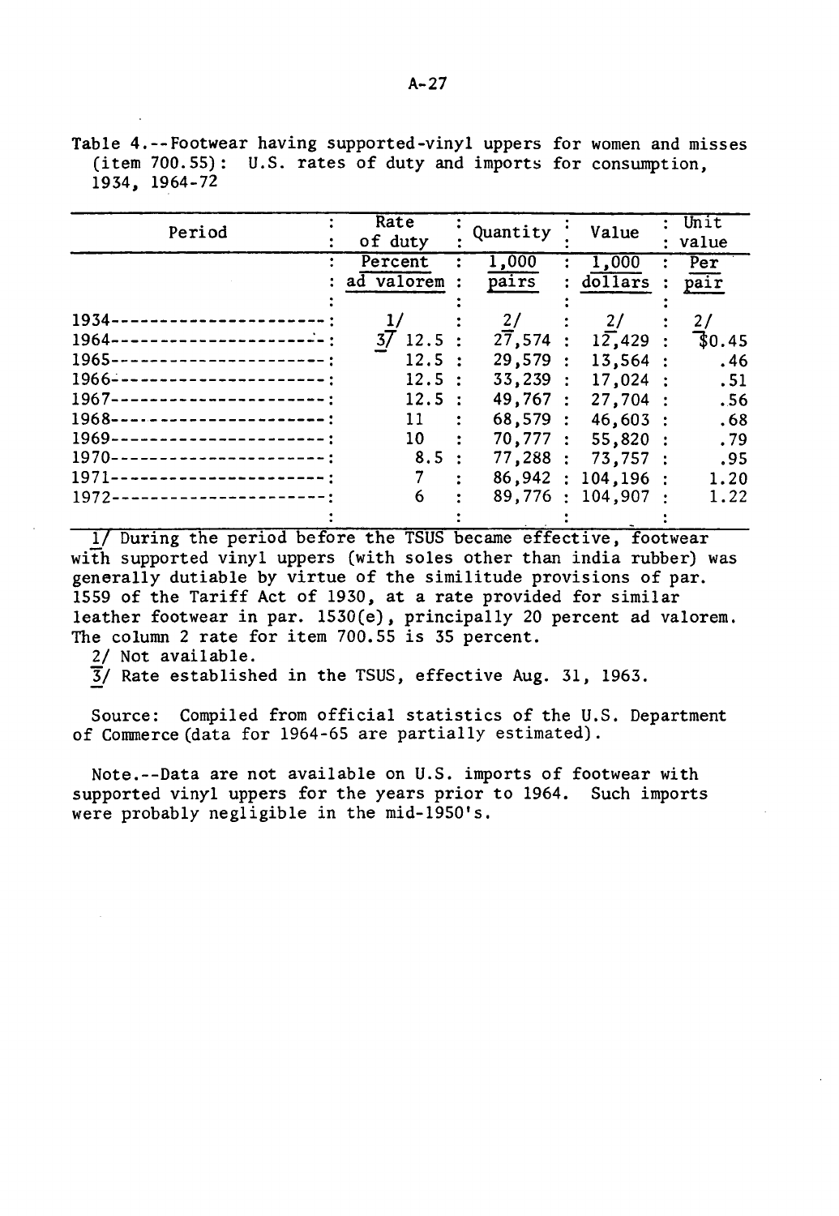Table 4.--Footwear having supported-vinyl uppers for women and misses (item 700.55): U.S. rates of duty and imports for consumption, 1934, 1964-72

| Period | Rate of duty | Quantity | Value | Unit value |
|---|---|---|---|---|
| | Percent ad valorem | 1,000 pairs | 1,000 dollars | Per pair |
| 1934 | 1/ | 2/ | 2/ | 2/ |
| 1964 | 3/ 12.5 | 27,574 | 12,429 | $0.45 |
| 1965 | 12.5 | 29,579 | 13,564 | .46 |
| 1966 | 12.5 | 33,239 | 17,024 | .51 |
| 1967 | 12.5 | 49,767 | 27,704 | .56 |
| 1968 | 11 | 68,579 | 46,603 | .68 |
| 1969 | 10 | 70,777 | 55,820 | .79 |
| 1970 | 8.5 | 77,288 | 73,757 | .95 |
| 1971 | 7 | 86,942 | 104,196 | 1.20 |
| 1972 | 6 | 89,776 | 104,907 | 1.22 |

1/ During the period before the TSUS became effective, footwear with supported vinyl uppers (with soles other than india rubber) was generally dutiable by virtue of the similitude provisions of par. 1559 of the Tariff Act of 1930, at a rate provided for similar leather footwear in par. 1530(e), principally 20 percent ad valorem. The column 2 rate for item 700.55 is 35 percent.

2/ Not available.

3/ Rate established in the TSUS, effective Aug. 31, 1963.

Source: Compiled from official statistics of the U.S. Department of Commerce (data for 1964-65 are partially estimated).

Note.--Data are not available on U.S. imports of footwear with supported vinyl uppers for the years prior to 1964. Such imports were probably negligible in the mid-1950's.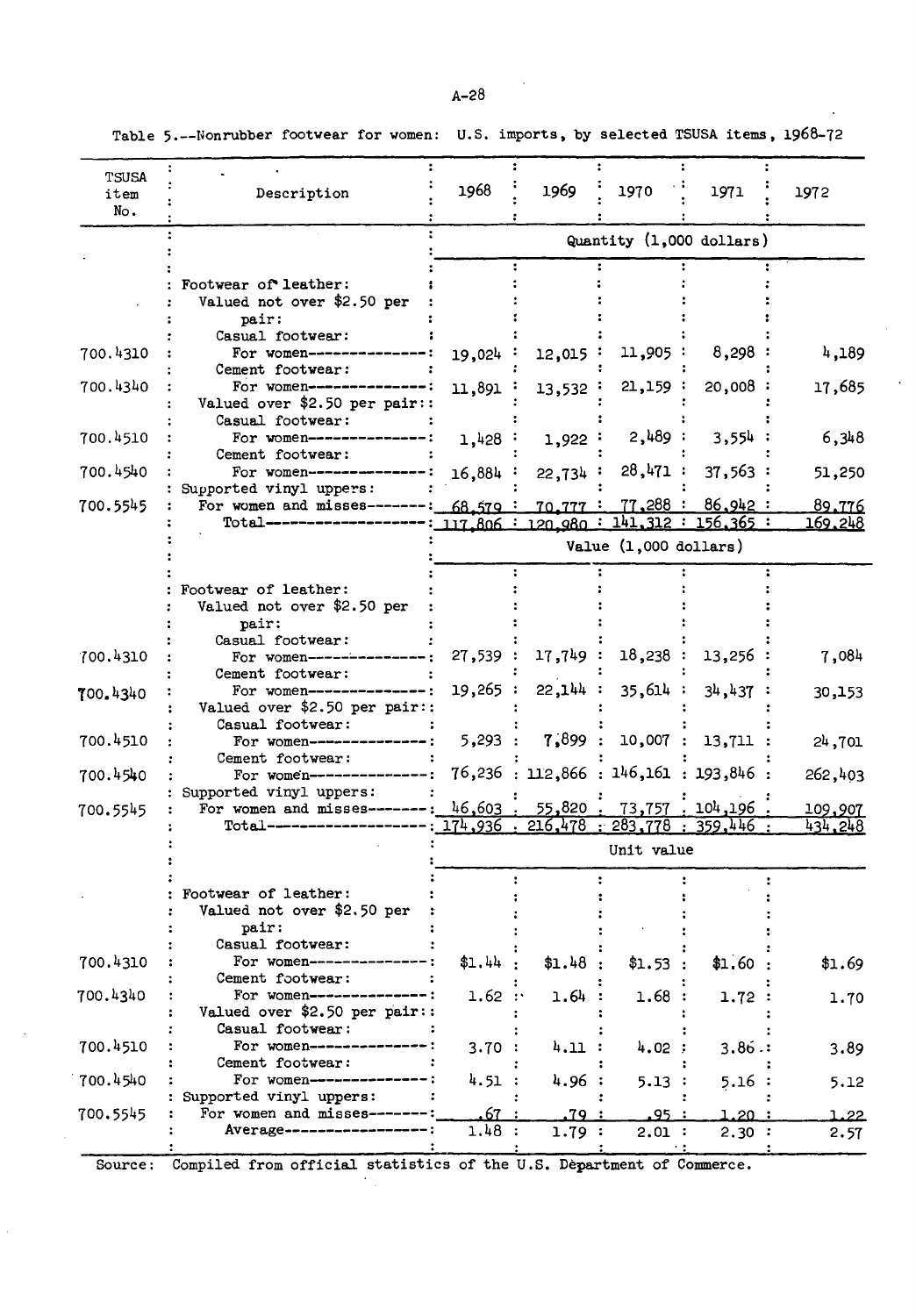Table 5.--Nonrubber footwear for women: U.S. imports, by selected TSUSA items, 1968-72

| TSUSA item No. | Description | 1968 | 1969 | 1970 | 1971 | 1972 |
|---|---|---|---|---|---|---|
| | | Quantity (1,000 dollars) | | | | |
| | Footwear of leather: | | | | | |
| | Valued not over $2.50 per pair: | | | | | |
| | Casual footwear: | | | | | |
| 700.4310 | For women | 19,024 | 12,015 | 11,905 | 8,298 | 4,189 |
| | Cement footwear: | | | | | |
| 700.4340 | For women | 11,891 | 13,532 | 21,159 | 20,008 | 17,685 |
| | Valued over $2.50 per pair: | | | | | |
| | Casual footwear: | | | | | |
| 700.4510 | For women | 1,428 | 1,922 | 2,489 | 3,554 | 6,348 |
| | Cement footwear: | | | | | |
| 700.4540 | For women | 16,884 | 22,734 | 28,471 | 37,563 | 51,250 |
| | Supported vinyl uppers: | | | | | |
| 700.5545 | For women and misses | 68,579 | 70,777 | 77,288 | 86,942 | 89,776 |
| | Total | 117,806 | 120,980 | 141,312 | 156,365 | 169,248 |
| | | Value (1,000 dollars) | | | | |
| | Footwear of leather: | | | | | |
| | Valued not over $2.50 per pair: | | | | | |
| | Casual footwear: | | | | | |
| 700.4310 | For women | 27,539 | 17,749 | 18,238 | 13,256 | 7,084 |
| | Cement footwear: | | | | | |
| 700.4340 | For women | 19,265 | 22,144 | 35,614 | 34,437 | 30,153 |
| | Valued over $2.50 per pair: | | | | | |
| | Casual footwear: | | | | | |
| 700.4510 | For women | 5,293 | 7,899 | 10,007 | 13,711 | 24,701 |
| | Cement footwear: | | | | | |
| 700.4540 | For women | 76,236 | 112,866 | 146,161 | 193,846 | 262,403 |
| | Supported vinyl uppers: | | | | | |
| 700.5545 | For women and misses | 46,603 | 55,820 | 73,757 | 104,196 | 109,907 |
| | Total | 174,936 | 216,478 | 283,778 | 359,446 | 434,248 |
| | | Unit value | | | | |
| | Footwear of leather: | | | | | |
| | Valued not over $2.50 per pair: | | | | | |
| | Casual footwear: | | | | | |
| 700.4310 | For women | $1.44 | $1.48 | $1.53 | $1.60 | $1.69 |
| | Cement footwear: | | | | | |
| 700.4340 | For women | 1.62 | 1.64 | 1.68 | 1.72 | 1.70 |
| | Valued over $2.50 per pair: | | | | | |
| | Casual footwear: | | | | | |
| 700.4510 | For women | 3.70 | 4.11 | 4.02 | 3.86 | 3.89 |
| | Cement footwear: | | | | | |
| 700.4540 | For women | 4.51 | 4.96 | 5.13 | 5.16 | 5.12 |
| | Supported vinyl uppers: | | | | | |
| 700.5545 | For women and misses | .67 | .79 | .95 | 1.20 | 1.22 |
| | Average | 1.48 | 1.79 | 2.01 | 2.30 | 2.57 |

Source: Compiled from official statistics of the U.S. Department of Commerce.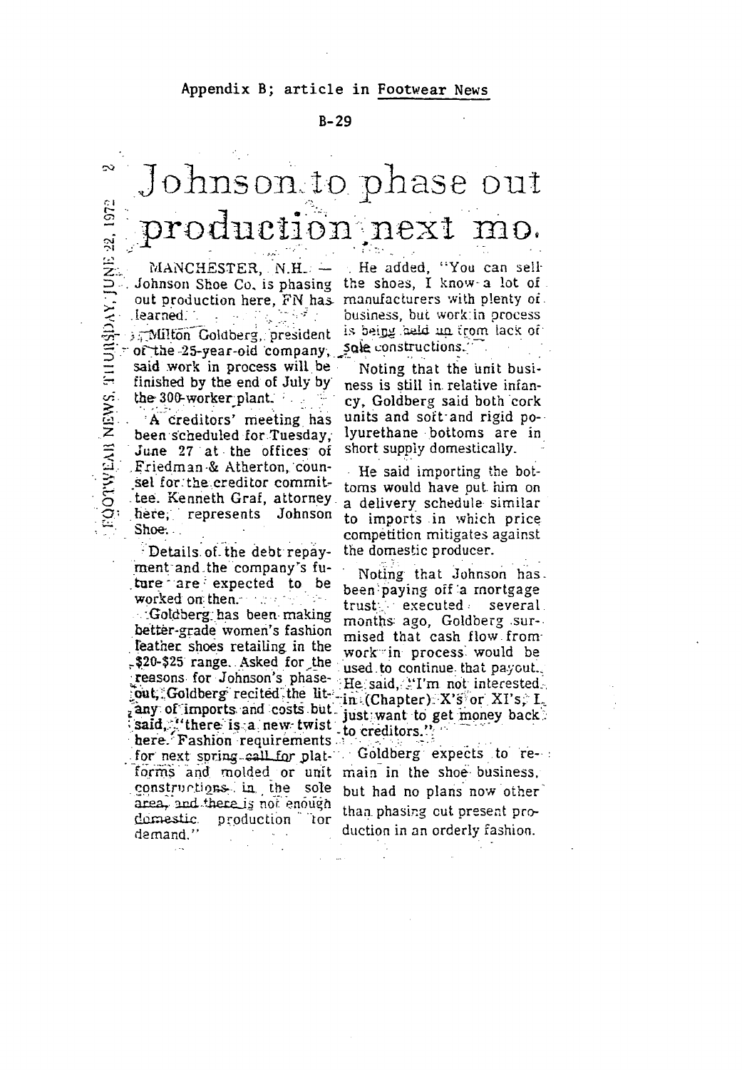Appendix B; article in Footwear News

B-29

FOOTWEAR NEWS, THURSDAY, JUNE 22, 1972

# Johnson to phase out production next mo.

MANCHESTER, N.H. — Johnson Shoe Co. is phasing out production here, FN has learned.

Milton Goldberg, president of the 25-year-old company, said work in process will be finished by the end of July by the 300-worker plant.

A creditors' meeting has been scheduled for Tuesday, June 27 at the offices of Friedman & Atherton, counsel for the creditor committee. Kenneth Graf, attorney here, represents Johnson Shoe.

Details of the debt repayment and the company's future are expected to be worked on then.

Goldberg has been making better-grade women's fashion leather shoes retailing in the $20-$25 range. Asked for the reasons for Johnson's phase-out, Goldberg recited the litany of imports and costs but said, "there is a new twist here. Fashion requirements for next spring call for platforms and molded or unit constructions in the sole area, and there is not enough domestic production for demand."

He added, "You can sell the shoes, I know a lot of manufacturers with plenty of business, but work in process is being held up from lack of sole constructions."

Noting that the unit business is still in relative infancy, Goldberg said both cork units and soft and rigid polyurethane bottoms are in short supply domestically.

He said importing the bottoms would have put him on a delivery schedule similar to imports in which price competition mitigates against the domestic producer.

Noting that Johnson has been paying off a mortgage trust executed several months ago, Goldberg surmised that cash flow from work in process would be used to continue that payout. He said, "I'm not interested in (Chapter) X's or XI's, I just want to get money back to creditors."

Goldberg expects to remain in the shoe business, but had no plans now other than phasing out present production in an orderly fashion.